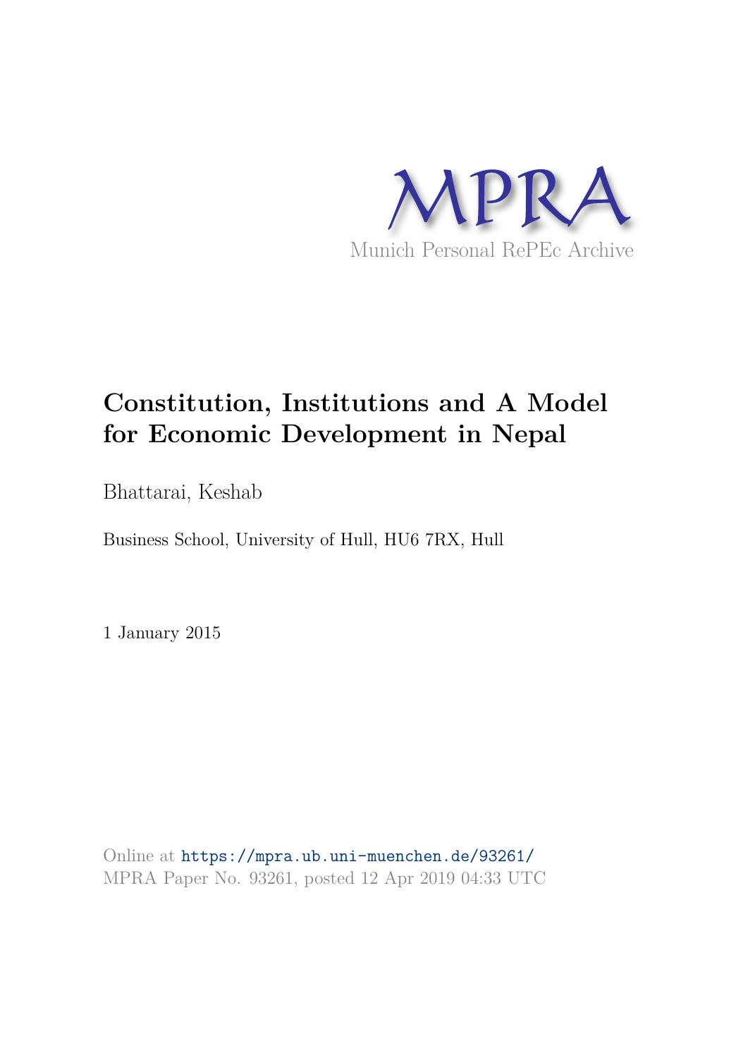MPRA

Munich Personal RePEc Archive

# Constitution, Institutions and A Model for Economic Development in Nepal

Bhattarai, Keshab

Business School, University of Hull, HU6 7RX, Hull

1 January 2015

Online at https://mpra.ub.uni-muenchen.de/93261/
MPRA Paper No. 93261, posted 12 Apr 2019 04:33 UTC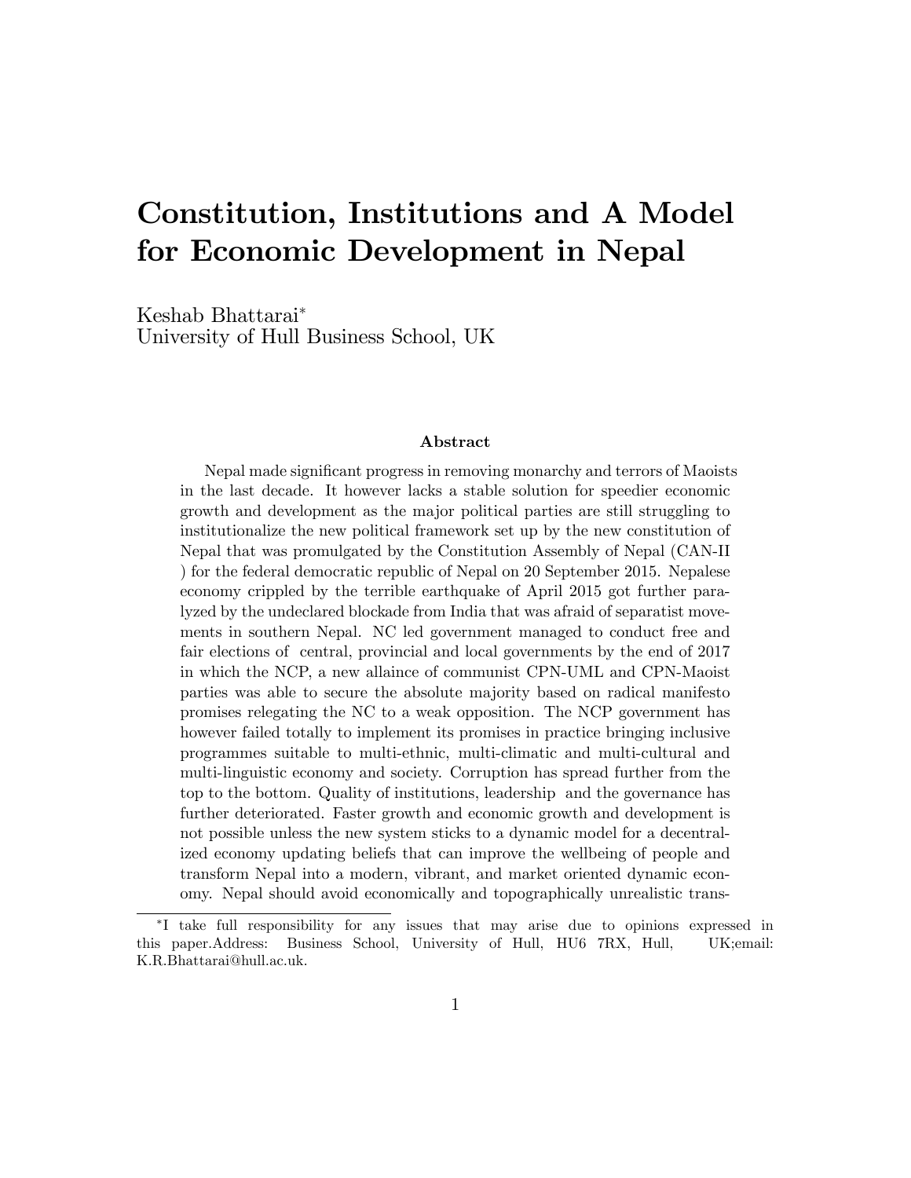# Constitution, Institutions and A Model for Economic Development in Nepal

Keshab Bhattarai*
University of Hull Business School, UK

### Abstract

Nepal made significant progress in removing monarchy and terrors of Maoists in the last decade. It however lacks a stable solution for speedier economic growth and development as the major political parties are still struggling to institutionalize the new political framework set up by the new constitution of Nepal that was promulgated by the Constitution Assembly of Nepal (CAN-II ) for the federal democratic republic of Nepal on 20 September 2015. Nepalese economy crippled by the terrible earthquake of April 2015 got further paralyzed by the undeclared blockade from India that was afraid of separatist movements in southern Nepal. NC led government managed to conduct free and fair elections of central, provincial and local governments by the end of 2017 in which the NCP, a new allaince of communist CPN-UML and CPN-Maoist parties was able to secure the absolute majority based on radical manifesto promises relegating the NC to a weak opposition. The NCP government has however failed totally to implement its promises in practice bringing inclusive programmes suitable to multi-ethnic, multi-climatic and multi-cultural and multi-linguistic economy and society. Corruption has spread further from the top to the bottom. Quality of institutions, leadership and the governance has further deteriorated. Faster growth and economic growth and development is not possible unless the new system sticks to a dynamic model for a decentralized economy updating beliefs that can improve the wellbeing of people and transform Nepal into a modern, vibrant, and market oriented dynamic economy. Nepal should avoid economically and topographically unrealistic trans-

---

*I take full responsibility for any issues that may arise due to opinions expressed in this paper.Address: Business School, University of Hull, HU6 7RX, Hull, UK;email: K.R.Bhattarai@hull.ac.uk.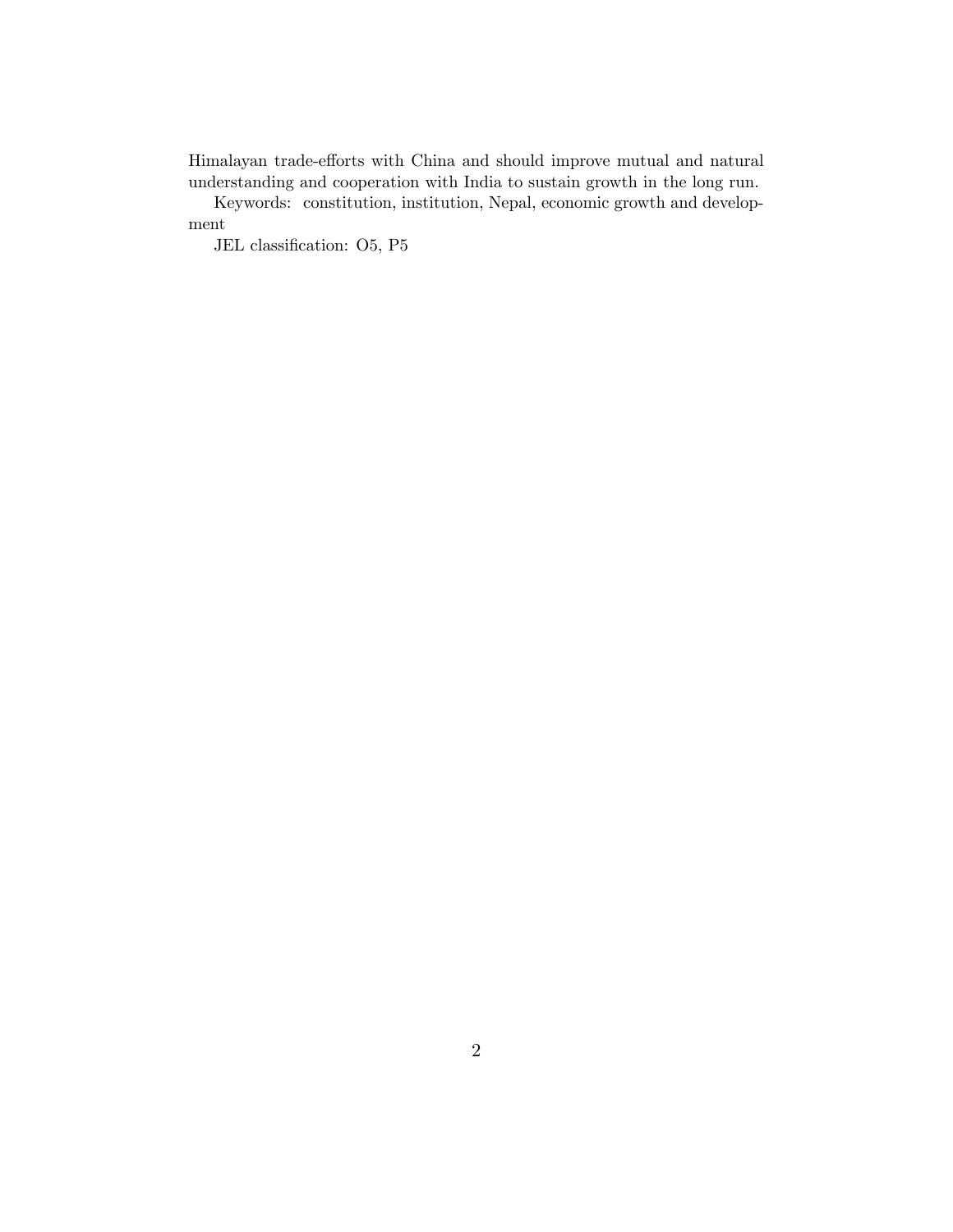Himalayan trade-efforts with China and should improve mutual and natural understanding and cooperation with India to sustain growth in the long run.

Keywords: constitution, institution, Nepal, economic growth and development

JEL classification: O5, P5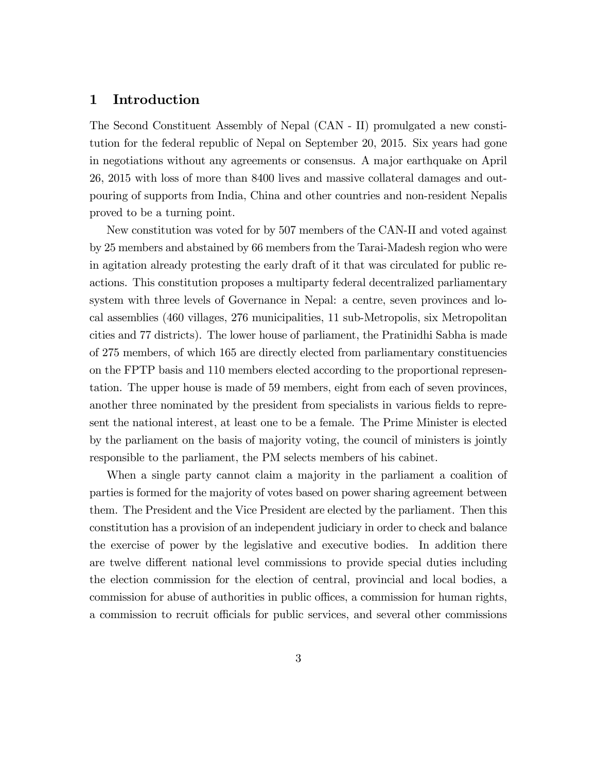# 1 Introduction

The Second Constituent Assembly of Nepal (CAN - II) promulgated a new constitution for the federal republic of Nepal on September 20, 2015. Six years had gone in negotiations without any agreements or consensus. A major earthquake on April 26, 2015 with loss of more than 8400 lives and massive collateral damages and outpouring of supports from India, China and other countries and non-resident Nepalis proved to be a turning point.

New constitution was voted for by 507 members of the CAN-II and voted against by 25 members and abstained by 66 members from the Tarai-Madesh region who were in agitation already protesting the early draft of it that was circulated for public reactions. This constitution proposes a multiparty federal decentralized parliamentary system with three levels of Governance in Nepal: a centre, seven provinces and local assemblies (460 villages, 276 municipalities, 11 sub-Metropolis, six Metropolitan cities and 77 districts). The lower house of parliament, the Pratinidhi Sabha is made of 275 members, of which 165 are directly elected from parliamentary constituencies on the FPTP basis and 110 members elected according to the proportional representation. The upper house is made of 59 members, eight from each of seven provinces, another three nominated by the president from specialists in various fields to represent the national interest, at least one to be a female. The Prime Minister is elected by the parliament on the basis of majority voting, the council of ministers is jointly responsible to the parliament, the PM selects members of his cabinet.

When a single party cannot claim a majority in the parliament a coalition of parties is formed for the majority of votes based on power sharing agreement between them. The President and the Vice President are elected by the parliament. Then this constitution has a provision of an independent judiciary in order to check and balance the exercise of power by the legislative and executive bodies. In addition there are twelve different national level commissions to provide special duties including the election commission for the election of central, provincial and local bodies, a commission for abuse of authorities in public offices, a commission for human rights, a commission to recruit officials for public services, and several other commissions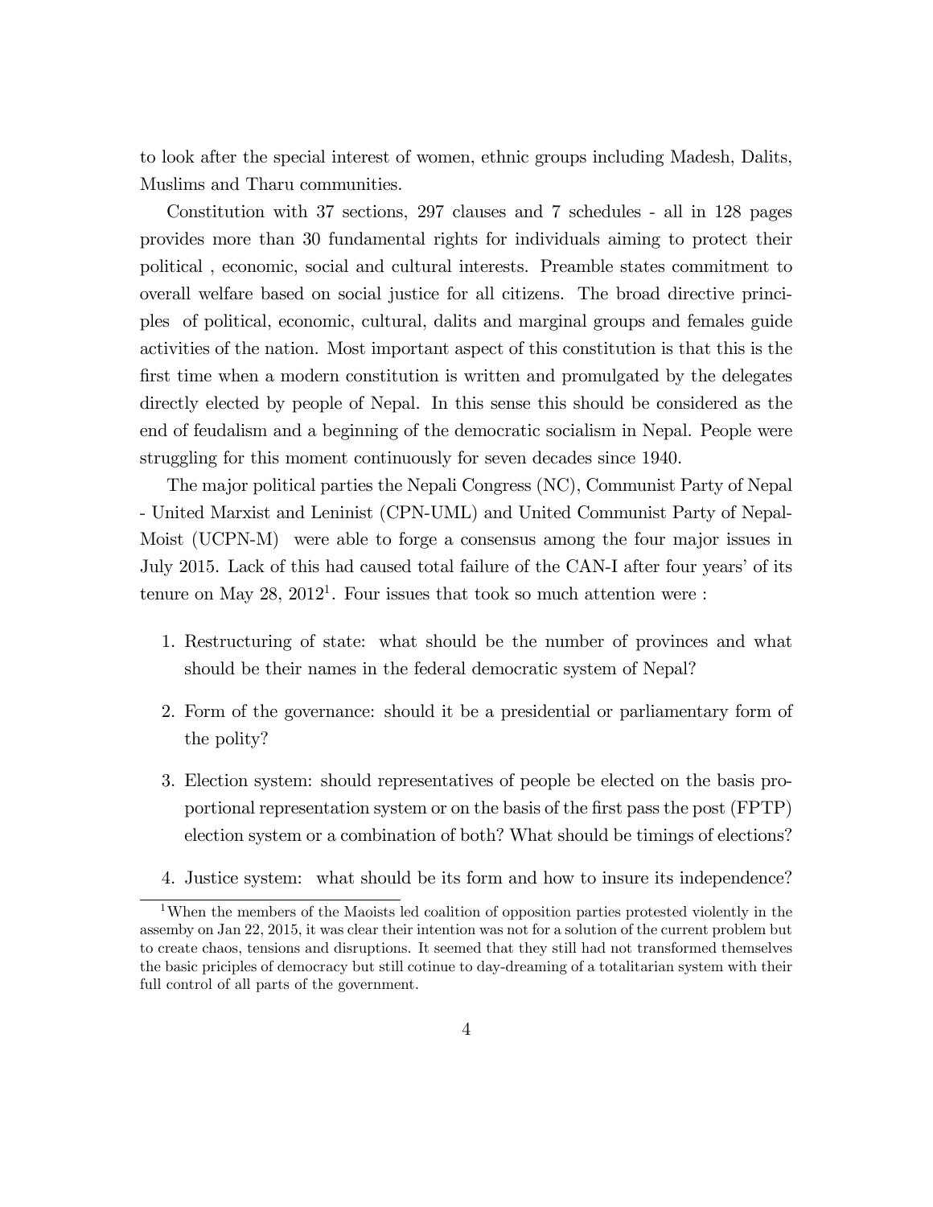to look after the special interest of women, ethnic groups including Madesh, Dalits, Muslims and Tharu communities.

Constitution with 37 sections, 297 clauses and 7 schedules - all in 128 pages provides more than 30 fundamental rights for individuals aiming to protect their political , economic, social and cultural interests. Preamble states commitment to overall welfare based on social justice for all citizens. The broad directive principles of political, economic, cultural, dalits and marginal groups and females guide activities of the nation. Most important aspect of this constitution is that this is the first time when a modern constitution is written and promulgated by the delegates directly elected by people of Nepal. In this sense this should be considered as the end of feudalism and a beginning of the democratic socialism in Nepal. People were struggling for this moment continuously for seven decades since 1940.

The major political parties the Nepali Congress (NC), Communist Party of Nepal - United Marxist and Leninist (CPN-UML) and United Communist Party of Nepal-Moist (UCPN-M) were able to forge a consensus among the four major issues in July 2015. Lack of this had caused total failure of the CAN-I after four years' of its tenure on May 28, 2012[1]. Four issues that took so much attention were :

1. Restructuring of state: what should be the number of provinces and what should be their names in the federal democratic system of Nepal?
2. Form of the governance: should it be a presidential or parliamentary form of the polity?
3. Election system: should representatives of people be elected on the basis proportional representation system or on the basis of the first pass the post (FPTP) election system or a combination of both? What should be timings of elections?
4. Justice system: what should be its form and how to insure its independence?

[1] When the members of the Maoists led coalition of opposition parties protested violently in the assemby on Jan 22, 2015, it was clear their intention was not for a solution of the current problem but to create chaos, tensions and disruptions. It seemed that they still had not transformed themselves the basic priciples of democracy but still cotinue to day-dreaming of a totalitarian system with their full control of all parts of the government.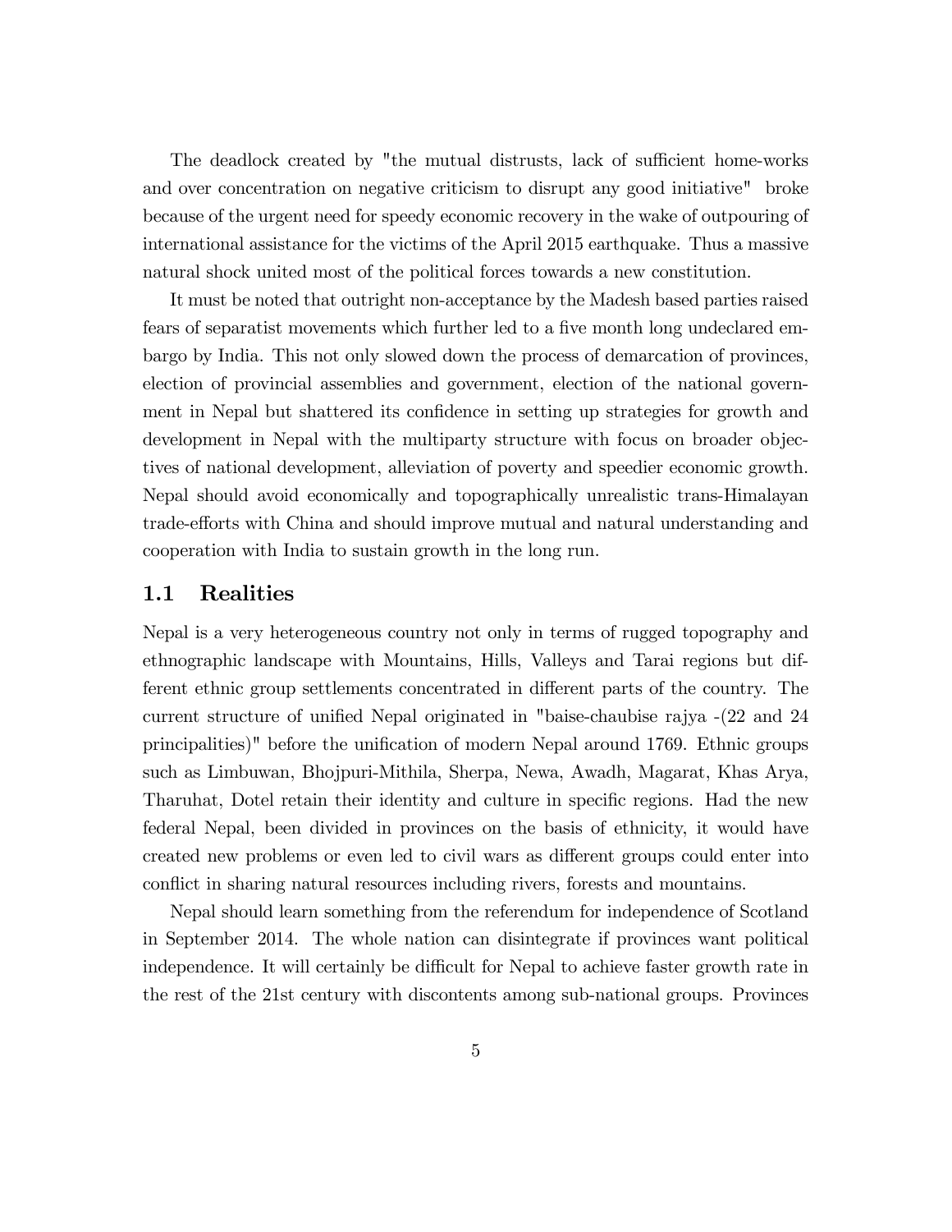The deadlock created by "the mutual distrusts, lack of sufficient home-works and over concentration on negative criticism to disrupt any good initiative" broke because of the urgent need for speedy economic recovery in the wake of outpouring of international assistance for the victims of the April 2015 earthquake. Thus a massive natural shock united most of the political forces towards a new constitution.

It must be noted that outright non-acceptance by the Madesh based parties raised fears of separatist movements which further led to a five month long undeclared embargo by India. This not only slowed down the process of demarcation of provinces, election of provincial assemblies and government, election of the national government in Nepal but shattered its confidence in setting up strategies for growth and development in Nepal with the multiparty structure with focus on broader objectives of national development, alleviation of poverty and speedier economic growth. Nepal should avoid economically and topographically unrealistic trans-Himalayan trade-efforts with China and should improve mutual and natural understanding and cooperation with India to sustain growth in the long run.

## 1.1 Realities

Nepal is a very heterogeneous country not only in terms of rugged topography and ethnographic landscape with Mountains, Hills, Valleys and Tarai regions but different ethnic group settlements concentrated in different parts of the country. The current structure of unified Nepal originated in "baise-chaubise rajya -(22 and 24 principalities)" before the unification of modern Nepal around 1769. Ethnic groups such as Limbuwan, Bhojpuri-Mithila, Sherpa, Newa, Awadh, Magarat, Khas Arya, Tharuhat, Dotel retain their identity and culture in specific regions. Had the new federal Nepal, been divided in provinces on the basis of ethnicity, it would have created new problems or even led to civil wars as different groups could enter into conflict in sharing natural resources including rivers, forests and mountains.

Nepal should learn something from the referendum for independence of Scotland in September 2014. The whole nation can disintegrate if provinces want political independence. It will certainly be difficult for Nepal to achieve faster growth rate in the rest of the 21st century with discontents among sub-national groups. Provinces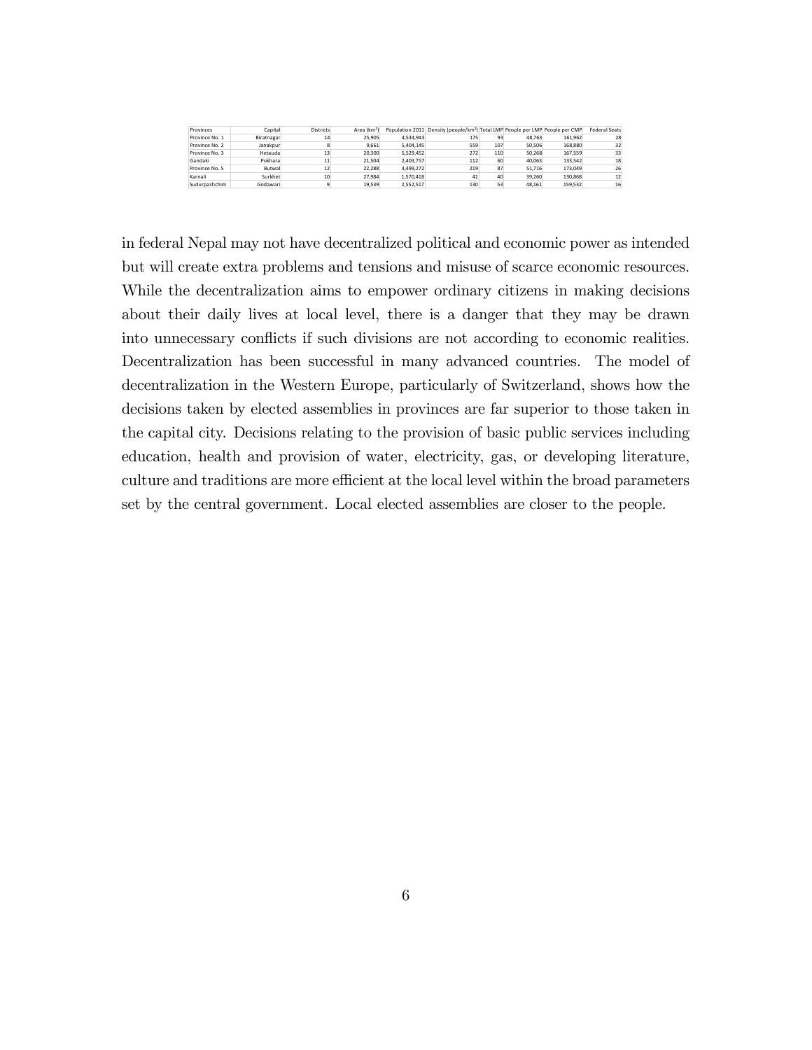| Provinces | Capital | Districts | Area (km²) | Population 2011 | Density (people/km²) | Total LMP | People per LMP | People per CMP | Federal Seats |
|---|---|---|---|---|---|---|---|---|---|
| Province No. 1 | Biratnagar | 14 | 25,905 | 4,534,943 | 175 | 93 | 48,763 | 161,962 | 28 |
| Province No. 2 | Janakpur | 8 | 9,661 | 5,404,145 | 559 | 107 | 50,506 | 168,880 | 32 |
| Province No. 3 | Hetauda | 13 | 20,300 | 5,529,452 | 272 | 110 | 50,268 | 167,559 | 33 |
| Gandaki | Pokhara | 11 | 21,504 | 2,403,757 | 112 | 60 | 40,063 | 133,542 | 18 |
| Province No. 5 | Butwal | 12 | 22,288 | 4,499,272 | 219 | 87 | 51,716 | 173,049 | 26 |
| Karnali | Surkhet | 10 | 27,984 | 1,570,418 | 41 | 40 | 39,260 | 130,868 | 12 |
| Sudurpashchim | Godawari | 9 | 19,539 | 2,552,517 | 130 | 53 | 48,161 | 159,532 | 16 |

in federal Nepal may not have decentralized political and economic power as intended but will create extra problems and tensions and misuse of scarce economic resources. While the decentralization aims to empower ordinary citizens in making decisions about their daily lives at local level, there is a danger that they may be drawn into unnecessary conflicts if such divisions are not according to economic realities. Decentralization has been successful in many advanced countries. The model of decentralization in the Western Europe, particularly of Switzerland, shows how the decisions taken by elected assemblies in provinces are far superior to those taken in the capital city. Decisions relating to the provision of basic public services including education, health and provision of water, electricity, gas, or developing literature, culture and traditions are more efficient at the local level within the broad parameters set by the central government. Local elected assemblies are closer to the people.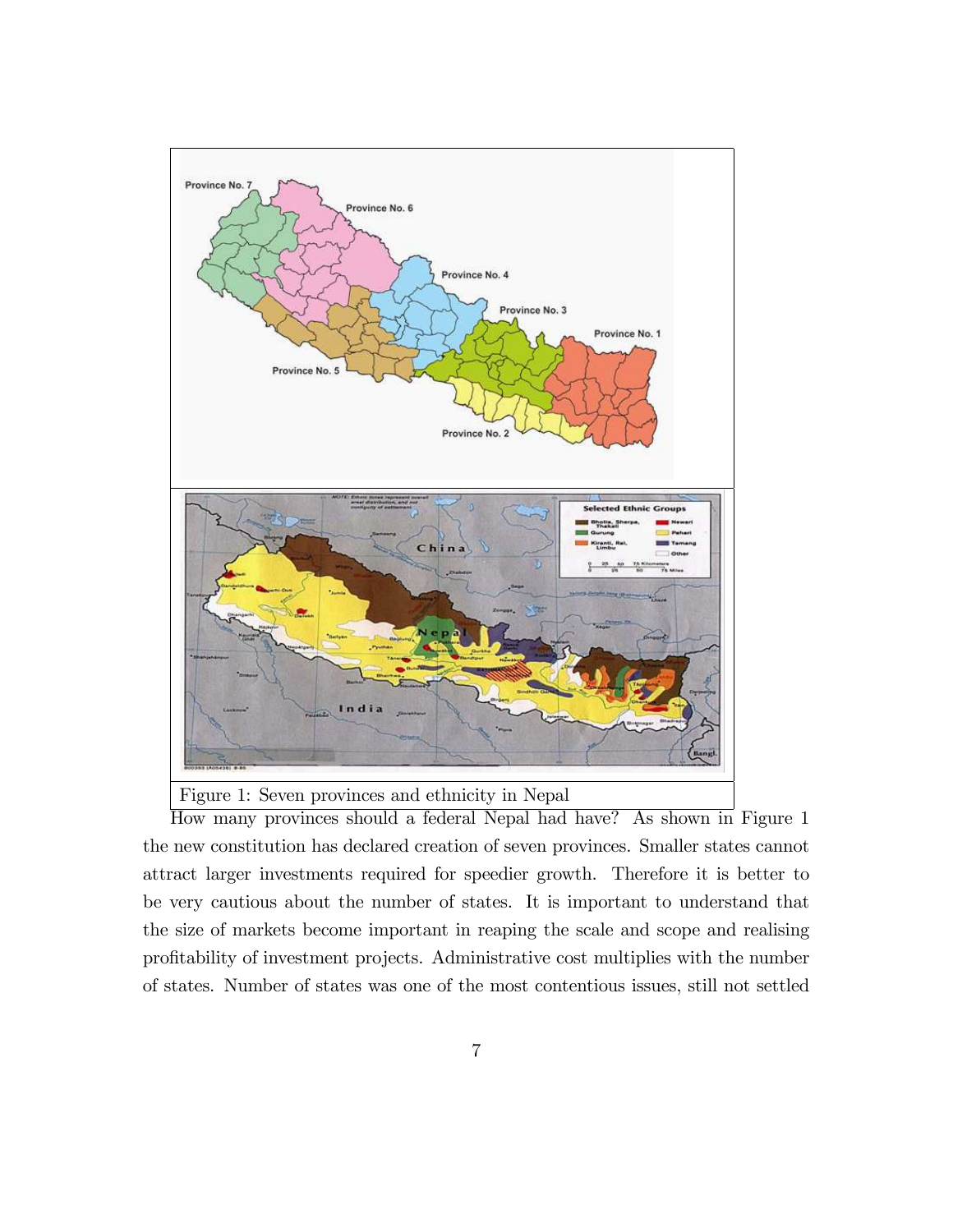Figure 1: Seven provinces and ethnicity in Nepal

How many provinces should a federal Nepal had have? As shown in Figure 1 the new constitution has declared creation of seven provinces. Smaller states cannot attract larger investments required for speedier growth. Therefore it is better to be very cautious about the number of states. It is important to understand that the size of markets become important in reaping the scale and scope and realising profitability of investment projects. Administrative cost multiplies with the number of states. Number of states was one of the most contentious issues, still not settled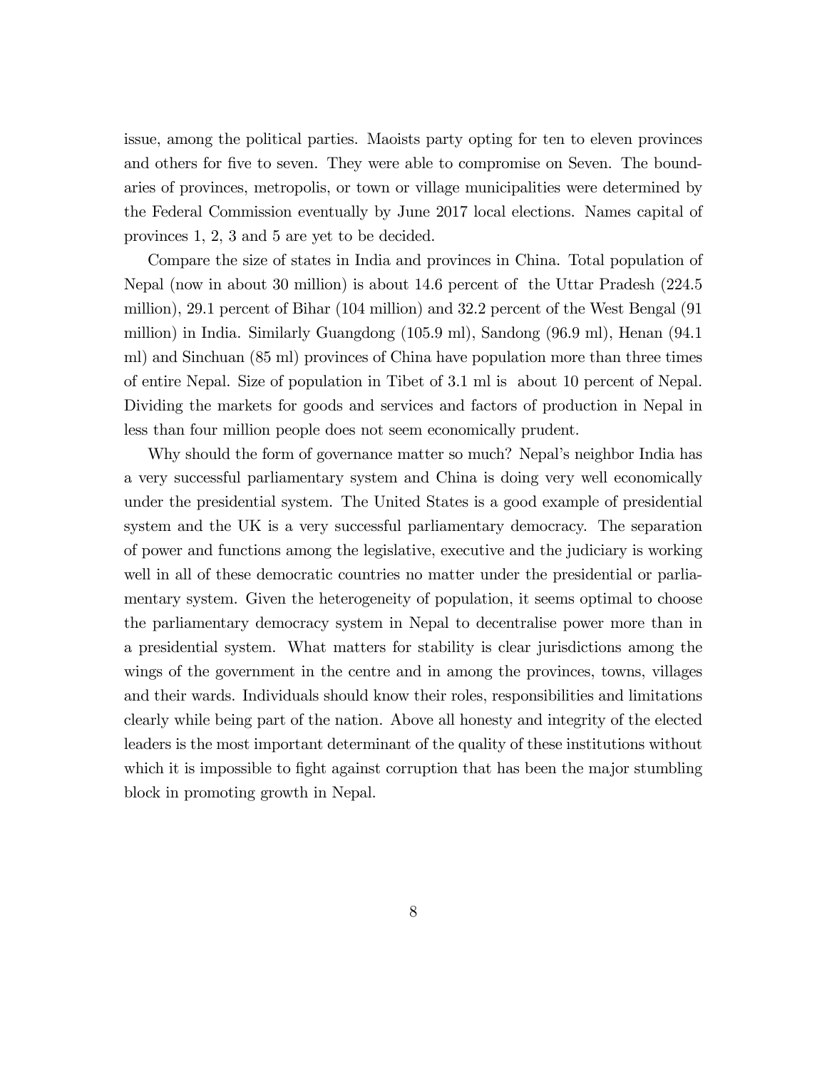issue, among the political parties. Maoists party opting for ten to eleven provinces and others for five to seven. They were able to compromise on Seven. The boundaries of provinces, metropolis, or town or village municipalities were determined by the Federal Commission eventually by June 2017 local elections. Names capital of provinces 1, 2, 3 and 5 are yet to be decided.

Compare the size of states in India and provinces in China. Total population of Nepal (now in about 30 million) is about 14.6 percent of the Uttar Pradesh (224.5 million), 29.1 percent of Bihar (104 million) and 32.2 percent of the West Bengal (91 million) in India. Similarly Guangdong (105.9 ml), Sandong (96.9 ml), Henan (94.1 ml) and Sinchuan (85 ml) provinces of China have population more than three times of entire Nepal. Size of population in Tibet of 3.1 ml is about 10 percent of Nepal. Dividing the markets for goods and services and factors of production in Nepal in less than four million people does not seem economically prudent.

Why should the form of governance matter so much? Nepal's neighbor India has a very successful parliamentary system and China is doing very well economically under the presidential system. The United States is a good example of presidential system and the UK is a very successful parliamentary democracy. The separation of power and functions among the legislative, executive and the judiciary is working well in all of these democratic countries no matter under the presidential or parliamentary system. Given the heterogeneity of population, it seems optimal to choose the parliamentary democracy system in Nepal to decentralise power more than in a presidential system. What matters for stability is clear jurisdictions among the wings of the government in the centre and in among the provinces, towns, villages and their wards. Individuals should know their roles, responsibilities and limitations clearly while being part of the nation. Above all honesty and integrity of the elected leaders is the most important determinant of the quality of these institutions without which it is impossible to fight against corruption that has been the major stumbling block in promoting growth in Nepal.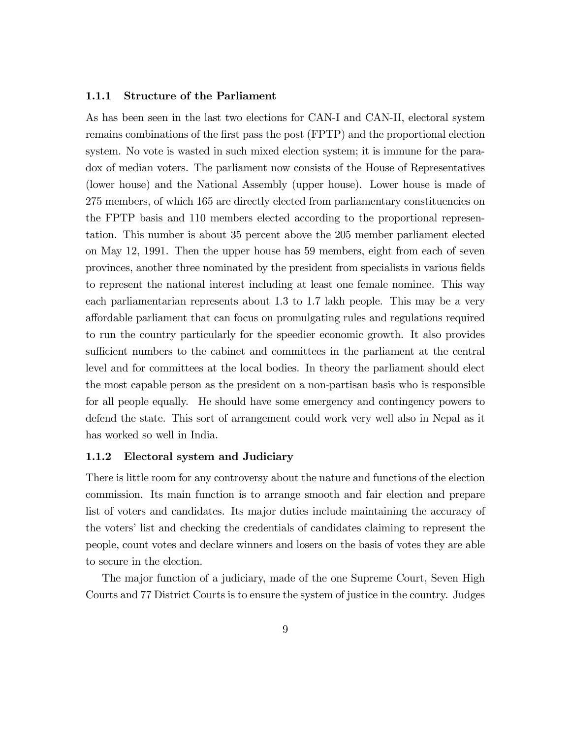### 1.1.1 Structure of the Parliament

As has been seen in the last two elections for CAN-I and CAN-II, electoral system remains combinations of the first pass the post (FPTP) and the proportional election system. No vote is wasted in such mixed election system; it is immune for the paradox of median voters. The parliament now consists of the House of Representatives (lower house) and the National Assembly (upper house). Lower house is made of 275 members, of which 165 are directly elected from parliamentary constituencies on the FPTP basis and 110 members elected according to the proportional representation. This number is about 35 percent above the 205 member parliament elected on May 12, 1991. Then the upper house has 59 members, eight from each of seven provinces, another three nominated by the president from specialists in various fields to represent the national interest including at least one female nominee. This way each parliamentarian represents about 1.3 to 1.7 lakh people. This may be a very affordable parliament that can focus on promulgating rules and regulations required to run the country particularly for the speedier economic growth. It also provides sufficient numbers to the cabinet and committees in the parliament at the central level and for committees at the local bodies. In theory the parliament should elect the most capable person as the president on a non-partisan basis who is responsible for all people equally. He should have some emergency and contingency powers to defend the state. This sort of arrangement could work very well also in Nepal as it has worked so well in India.

### 1.1.2 Electoral system and Judiciary

There is little room for any controversy about the nature and functions of the election commission. Its main function is to arrange smooth and fair election and prepare list of voters and candidates. Its major duties include maintaining the accuracy of the voters' list and checking the credentials of candidates claiming to represent the people, count votes and declare winners and losers on the basis of votes they are able to secure in the election.

The major function of a judiciary, made of the one Supreme Court, Seven High Courts and 77 District Courts is to ensure the system of justice in the country. Judges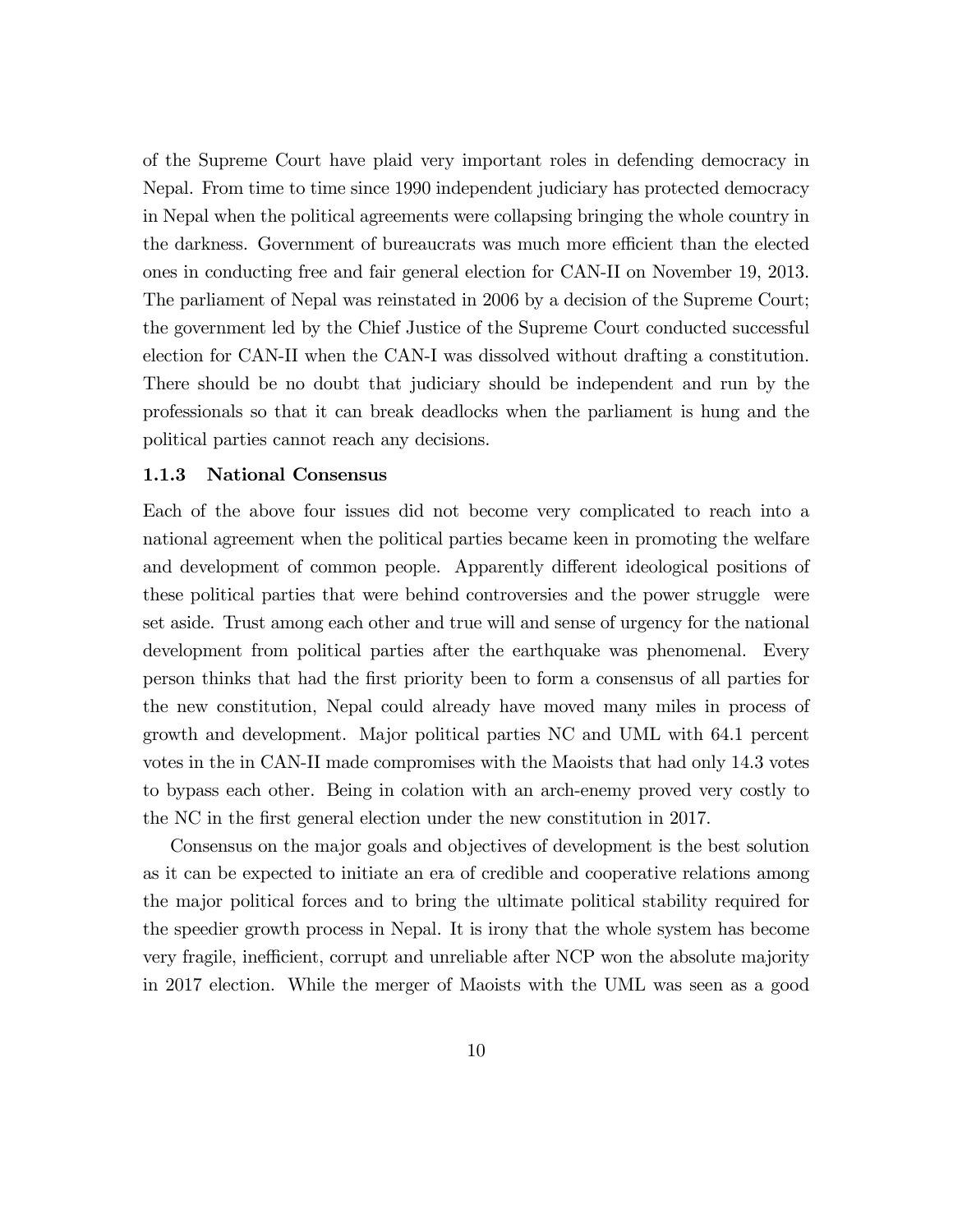of the Supreme Court have plaid very important roles in defending democracy in Nepal. From time to time since 1990 independent judiciary has protected democracy in Nepal when the political agreements were collapsing bringing the whole country in the darkness. Government of bureaucrats was much more efficient than the elected ones in conducting free and fair general election for CAN-II on November 19, 2013. The parliament of Nepal was reinstated in 2006 by a decision of the Supreme Court; the government led by the Chief Justice of the Supreme Court conducted successful election for CAN-II when the CAN-I was dissolved without drafting a constitution. There should be no doubt that judiciary should be independent and run by the professionals so that it can break deadlocks when the parliament is hung and the political parties cannot reach any decisions.

### 1.1.3 National Consensus

Each of the above four issues did not become very complicated to reach into a national agreement when the political parties became keen in promoting the welfare and development of common people. Apparently different ideological positions of these political parties that were behind controversies and the power struggle were set aside. Trust among each other and true will and sense of urgency for the national development from political parties after the earthquake was phenomenal. Every person thinks that had the first priority been to form a consensus of all parties for the new constitution, Nepal could already have moved many miles in process of growth and development. Major political parties NC and UML with 64.1 percent votes in the in CAN-II made compromises with the Maoists that had only 14.3 votes to bypass each other. Being in colation with an arch-enemy proved very costly to the NC in the first general election under the new constitution in 2017.

Consensus on the major goals and objectives of development is the best solution as it can be expected to initiate an era of credible and cooperative relations among the major political forces and to bring the ultimate political stability required for the speedier growth process in Nepal. It is irony that the whole system has become very fragile, inefficient, corrupt and unreliable after NCP won the absolute majority in 2017 election. While the merger of Maoists with the UML was seen as a good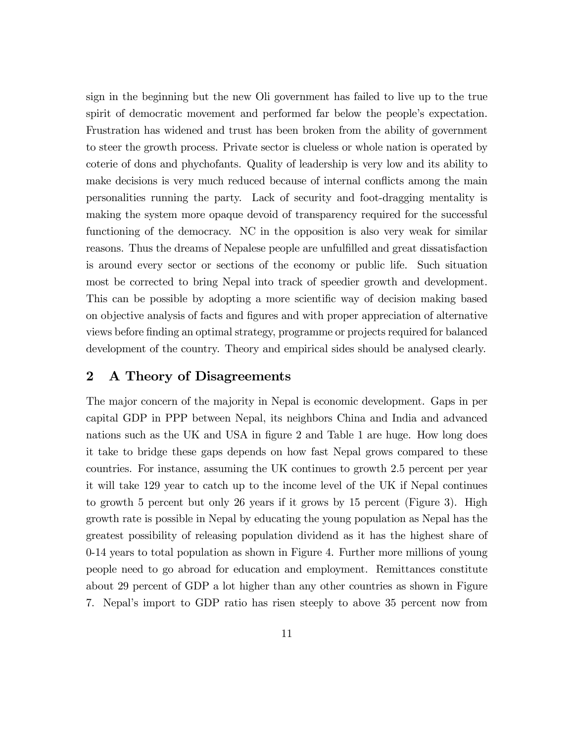sign in the beginning but the new Oli government has failed to live up to the true spirit of democratic movement and performed far below the people's expectation. Frustration has widened and trust has been broken from the ability of government to steer the growth process. Private sector is clueless or whole nation is operated by coterie of dons and phychofants. Quality of leadership is very low and its ability to make decisions is very much reduced because of internal conflicts among the main personalities running the party. Lack of security and foot-dragging mentality is making the system more opaque devoid of transparency required for the successful functioning of the democracy. NC in the opposition is also very weak for similar reasons. Thus the dreams of Nepalese people are unfulfilled and great dissatisfaction is around every sector or sections of the economy or public life. Such situation most be corrected to bring Nepal into track of speedier growth and development. This can be possible by adopting a more scientific way of decision making based on objective analysis of facts and figures and with proper appreciation of alternative views before finding an optimal strategy, programme or projects required for balanced development of the country. Theory and empirical sides should be analysed clearly.

## 2 A Theory of Disagreements

The major concern of the majority in Nepal is economic development. Gaps in per capital GDP in PPP between Nepal, its neighbors China and India and advanced nations such as the UK and USA in figure 2 and Table 1 are huge. How long does it take to bridge these gaps depends on how fast Nepal grows compared to these countries. For instance, assuming the UK continues to growth 2.5 percent per year it will take 129 year to catch up to the income level of the UK if Nepal continues to growth 5 percent but only 26 years if it grows by 15 percent (Figure 3). High growth rate is possible in Nepal by educating the young population as Nepal has the greatest possibility of releasing population dividend as it has the highest share of 0-14 years to total population as shown in Figure 4. Further more millions of young people need to go abroad for education and employment. Remittances constitute about 29 percent of GDP a lot higher than any other countries as shown in Figure 7. Nepal's import to GDP ratio has risen steeply to above 35 percent now from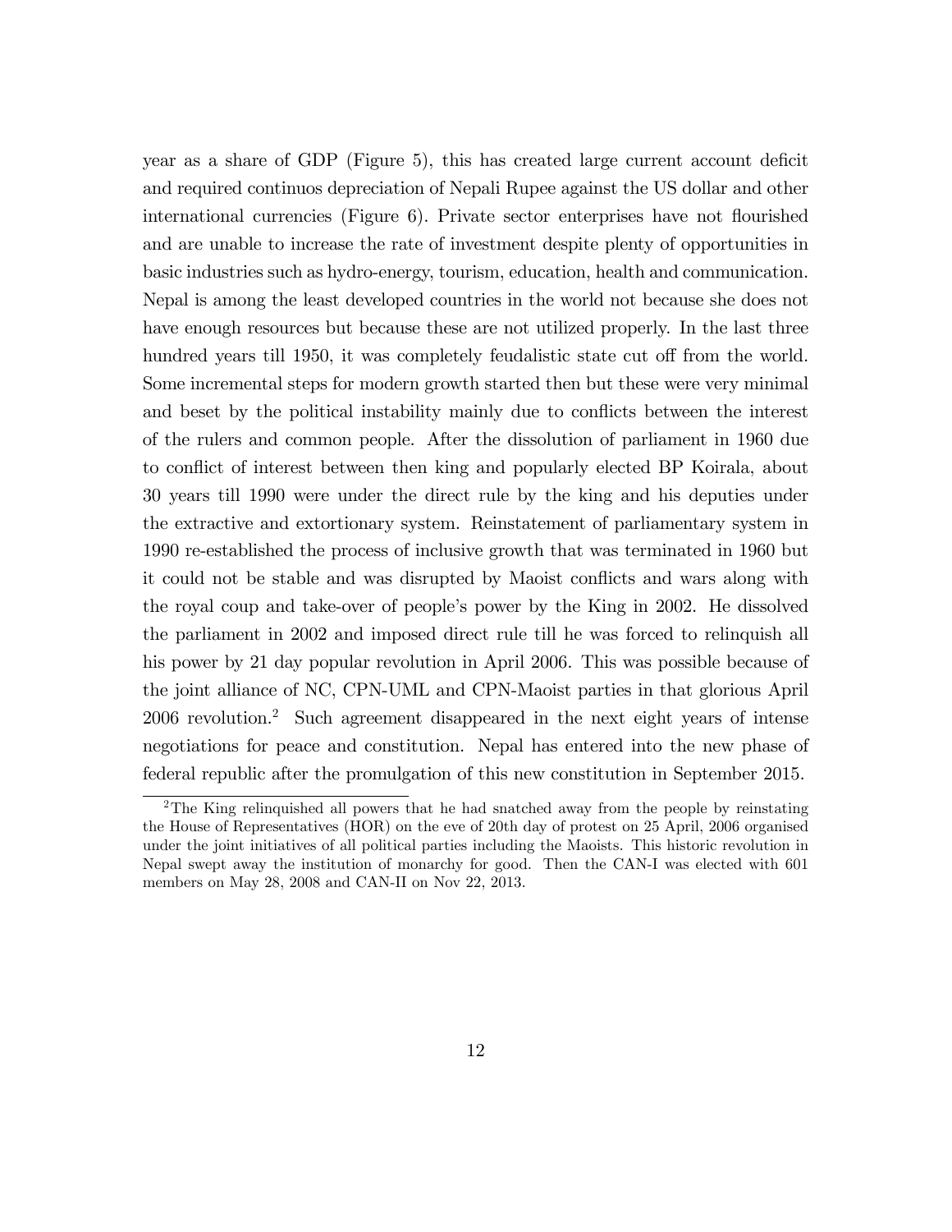year as a share of GDP (Figure 5), this has created large current account deficit and required continuos depreciation of Nepali Rupee against the US dollar and other international currencies (Figure 6). Private sector enterprises have not flourished and are unable to increase the rate of investment despite plenty of opportunities in basic industries such as hydro-energy, tourism, education, health and communication. Nepal is among the least developed countries in the world not because she does not have enough resources but because these are not utilized properly. In the last three hundred years till 1950, it was completely feudalistic state cut off from the world. Some incremental steps for modern growth started then but these were very minimal and beset by the political instability mainly due to conflicts between the interest of the rulers and common people. After the dissolution of parliament in 1960 due to conflict of interest between then king and popularly elected BP Koirala, about 30 years till 1990 were under the direct rule by the king and his deputies under the extractive and extortionary system. Reinstatement of parliamentary system in 1990 re-established the process of inclusive growth that was terminated in 1960 but it could not be stable and was disrupted by Maoist conflicts and wars along with the royal coup and take-over of people's power by the King in 2002. He dissolved the parliament in 2002 and imposed direct rule till he was forced to relinquish all his power by 21 day popular revolution in April 2006. This was possible because of the joint alliance of NC, CPN-UML and CPN-Maoist parties in that glorious April 2006 revolution.[2] Such agreement disappeared in the next eight years of intense negotiations for peace and constitution. Nepal has entered into the new phase of federal republic after the promulgation of this new constitution in September 2015.

[2] The King relinquished all powers that he had snatched away from the people by reinstating the House of Representatives (HOR) on the eve of 20th day of protest on 25 April, 2006 organised under the joint initiatives of all political parties including the Maoists. This historic revolution in Nepal swept away the institution of monarchy for good. Then the CAN-I was elected with 601 members on May 28, 2008 and CAN-II on Nov 22, 2013.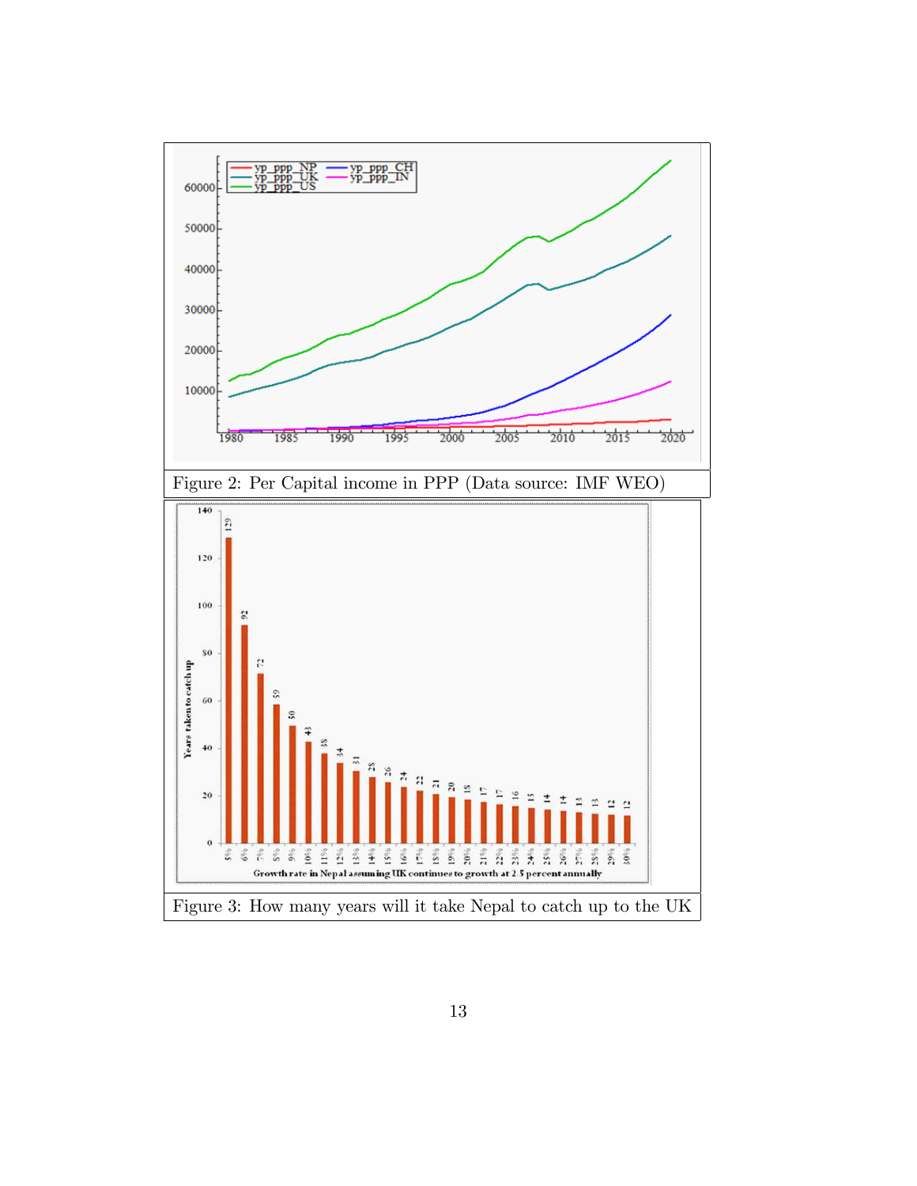Figure 2: Per Capital income in PPP (Data source: IMF WEO)

Figure 3: How many years will it take Nepal to catch up to the UK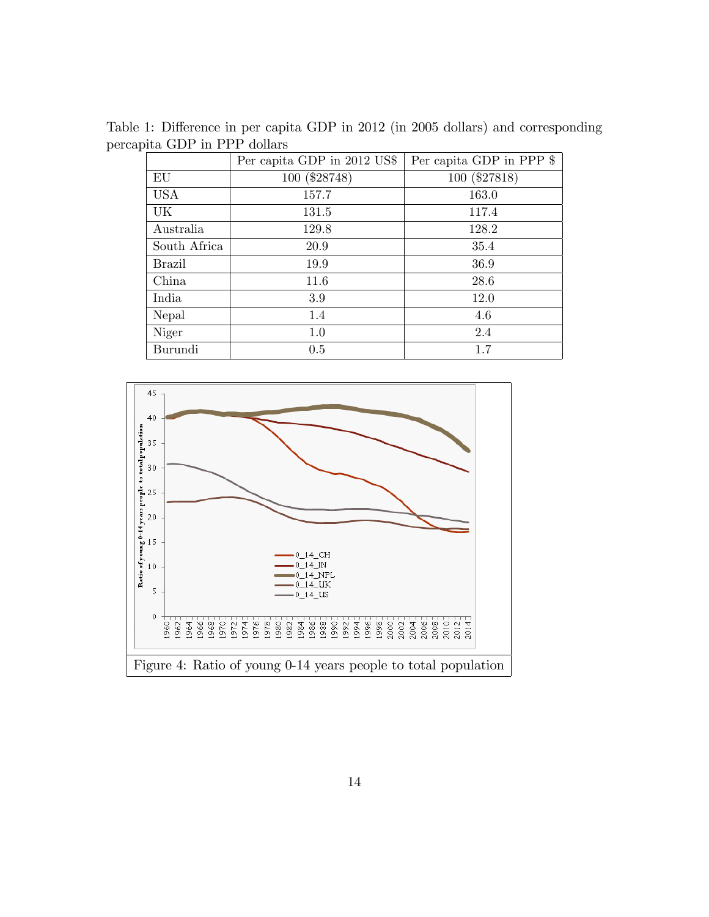Table 1: Difference in per capita GDP in 2012 (in 2005 dollars) and corresponding percapita GDP in PPP dollars

| | Per capita GDP in 2012 US$ | Per capita GDP in PPP $ |
|---|---|---|
| EU | 100 ($28748) | 100 ($27818) |
| USA | 157.7 | 163.0 |
| UK | 131.5 | 117.4 |
| Australia | 129.8 | 128.2 |
| South Africa | 20.9 | 35.4 |
| Brazil | 19.9 | 36.9 |
| China | 11.6 | 28.6 |
| India | 3.9 | 12.0 |
| Nepal | 1.4 | 4.6 |
| Niger | 1.0 | 2.4 |
| Burundi | 0.5 | 1.7 |

Figure 4: Ratio of young 0-14 years people to total population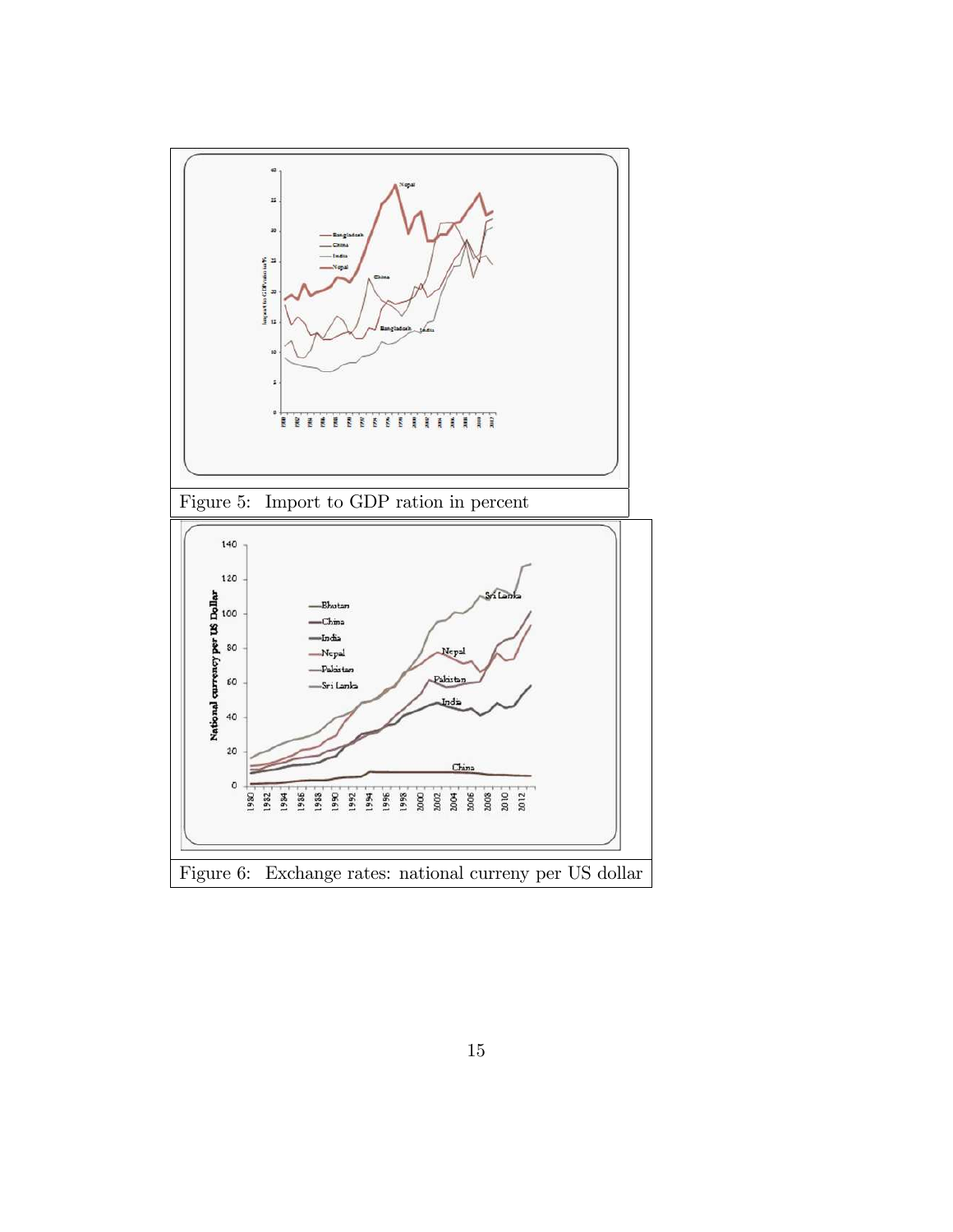Figure 5: Import to GDP ration in percent

Figure 6: Exchange rates: national cureny per US dollar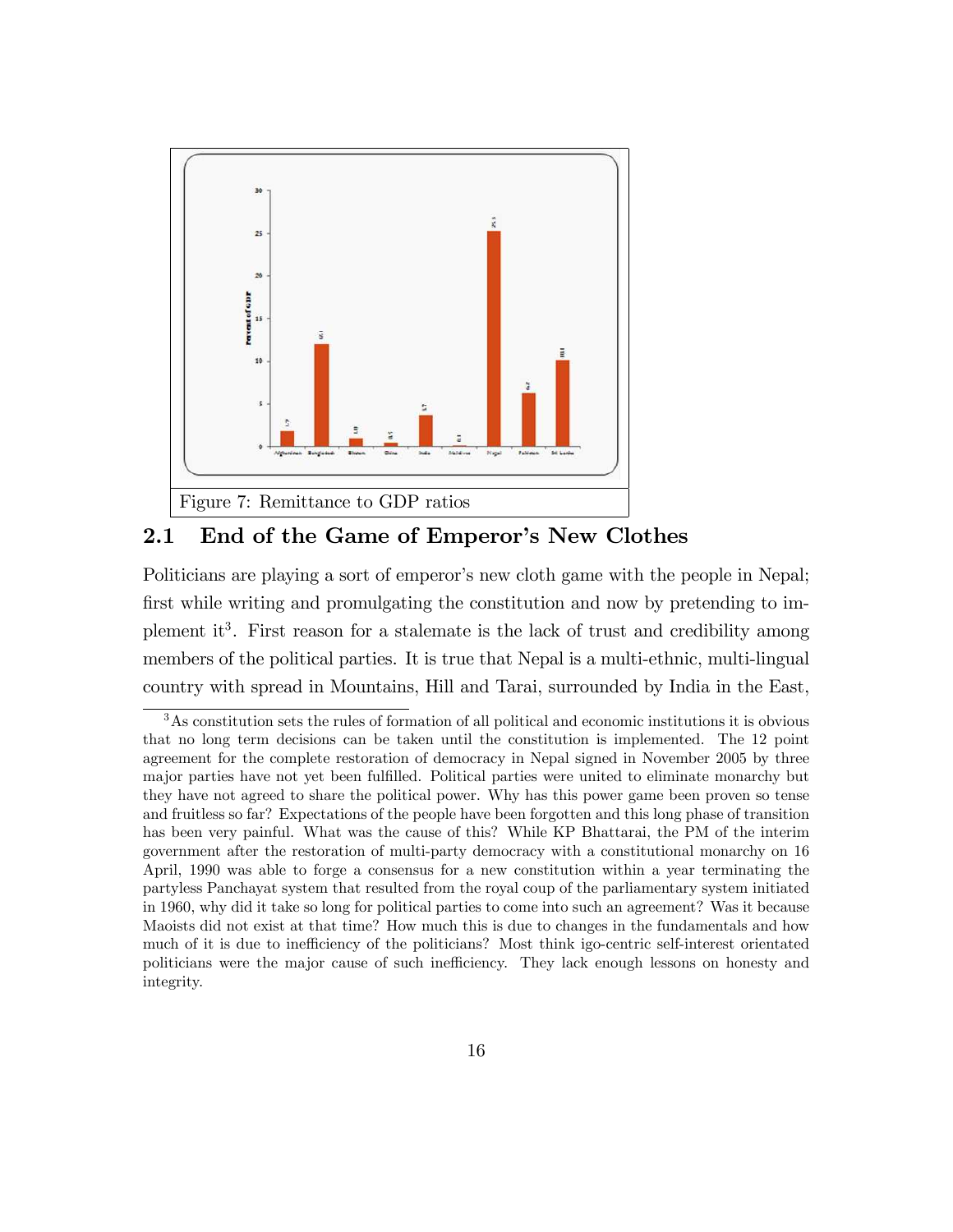Figure 7: Remittance to GDP ratios

## 2.1 End of the Game of Emperor's New Clothes

Politicians are playing a sort of emperor's new cloth game with the people in Nepal; first while writing and promulgating the constitution and now by pretending to implement it[3]. First reason for a stalemate is the lack of trust and credibility among members of the political parties. It is true that Nepal is a multi-ethnic, multi-lingual country with spread in Mountains, Hill and Tarai, surrounded by India in the East,

[3] As constitution sets the rules of formation of all political and economic institutions it is obvious that no long term decisions can be taken until the constitution is implemented. The 12 point agreement for the complete restoration of democracy in Nepal signed in November 2005 by three major parties have not yet been fulfilled. Political parties were united to eliminate monarchy but they have not agreed to share the political power. Why has this power game been proven so tense and fruitless so far? Expectations of the people have been forgotten and this long phase of transition has been very painful. What was the cause of this? While KP Bhattarai, the PM of the interim government after the restoration of multi-party democracy with a constitutional monarchy on 16 April, 1990 was able to forge a consensus for a new constitution within a year terminating the partyless Panchayat system that resulted from the royal coup of the parliamentary system initiated in 1960, why did it take so long for political parties to come into such an agreement? Was it because Maoists did not exist at that time? How much this is due to changes in the fundamentals and how much of it is due to inefficiency of the politicians? Most think igo-centric self-interest orientated politicians were the major cause of such inefficiency. They lack enough lessons on honesty and integrity.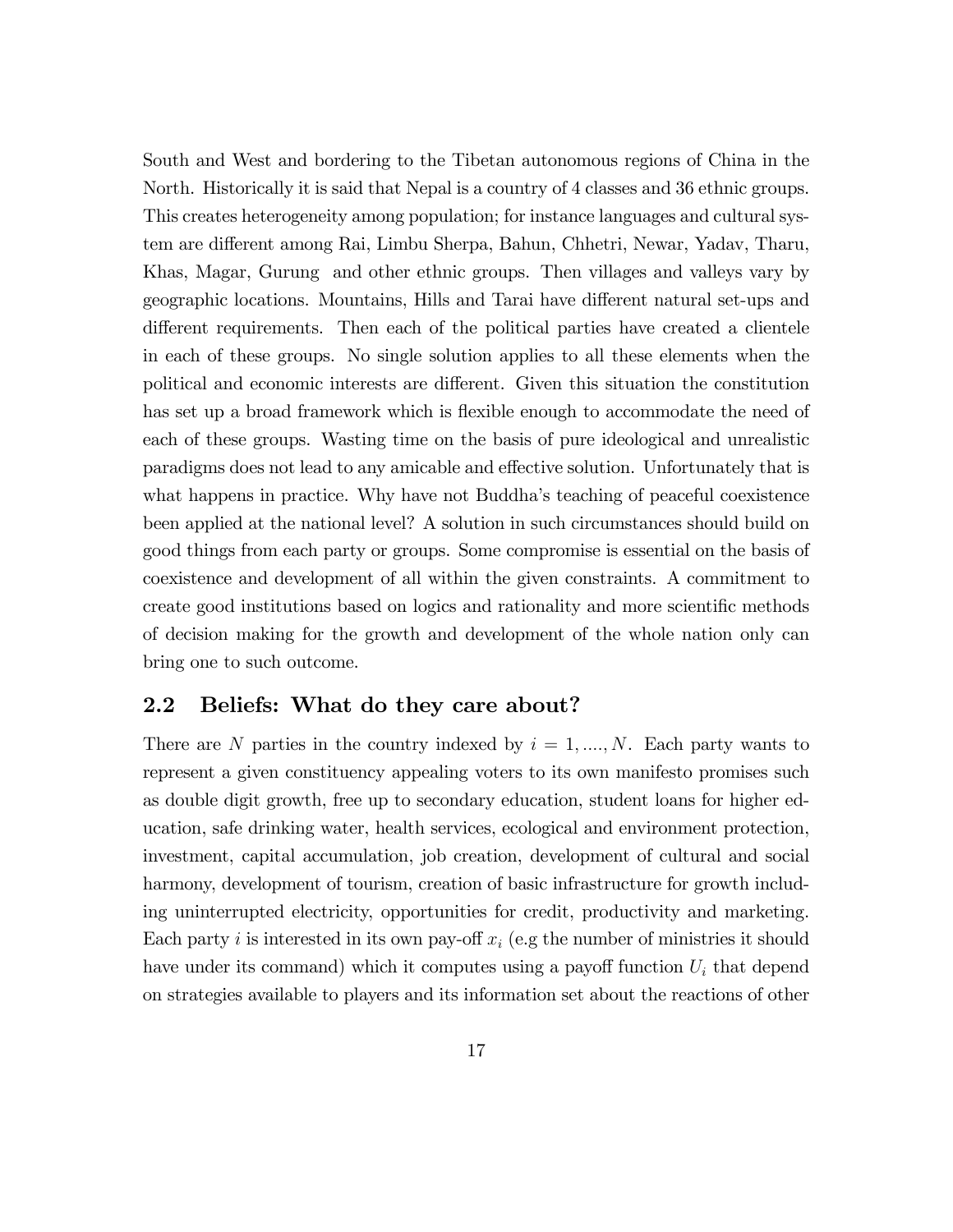South and West and bordering to the Tibetan autonomous regions of China in the North. Historically it is said that Nepal is a country of 4 classes and 36 ethnic groups. This creates heterogeneity among population; for instance languages and cultural system are different among Rai, Limbu Sherpa, Bahun, Chhetri, Newar, Yadav, Tharu, Khas, Magar, Gurung and other ethnic groups. Then villages and valleys vary by geographic locations. Mountains, Hills and Tarai have different natural set-ups and different requirements. Then each of the political parties have created a clientele in each of these groups. No single solution applies to all these elements when the political and economic interests are different. Given this situation the constitution has set up a broad framework which is flexible enough to accommodate the need of each of these groups. Wasting time on the basis of pure ideological and unrealistic paradigms does not lead to any amicable and effective solution. Unfortunately that is what happens in practice. Why have not Buddha's teaching of peaceful coexistence been applied at the national level? A solution in such circumstances should build on good things from each party or groups. Some compromise is essential on the basis of coexistence and development of all within the given constraints. A commitment to create good institutions based on logics and rationality and more scientific methods of decision making for the growth and development of the whole nation only can bring one to such outcome.

## 2.2 Beliefs: What do they care about?

There are $N$ parties in the country indexed by $i = 1, ...., N$. Each party wants to represent a given constituency appealing voters to its own manifesto promises such as double digit growth, free up to secondary education, student loans for higher education, safe drinking water, health services, ecological and environment protection, investment, capital accumulation, job creation, development of cultural and social harmony, development of tourism, creation of basic infrastructure for growth including uninterrupted electricity, opportunities for credit, productivity and marketing. Each party $i$ is interested in its own pay-off $x_i$ (e.g the number of ministries it should have under its command) which it computes using a payoff function $U_i$ that depend on strategies available to players and its information set about the reactions of other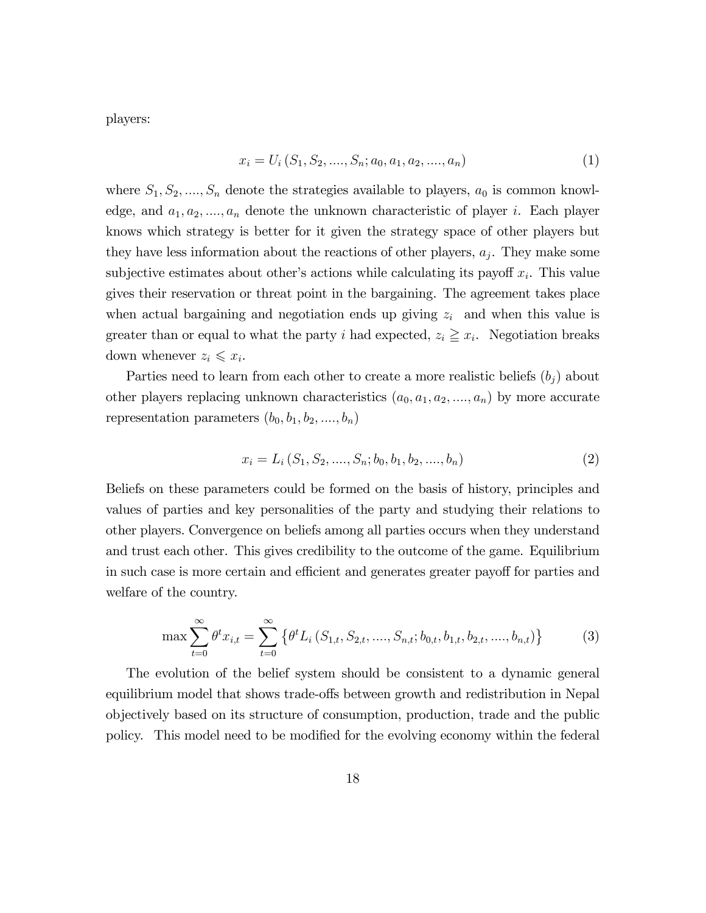players:

$$x_i = U_i\left(S_1, S_2, ...., S_n; a_0, a_1, a_2, ...., a_n\right) \tag{1}$$

where $S_1, S_2, ...., S_n$ denote the strategies available to players, $a_0$ is common knowledge, and $a_1, a_2, ...., a_n$ denote the unknown characteristic of player $i$. Each player knows which strategy is better for it given the strategy space of other players but they have less information about the reactions of other players, $a_j$. They make some subjective estimates about other's actions while calculating its payoff $x_i$. This value gives their reservation or threat point in the bargaining. The agreement takes place when actual bargaining and negotiation ends up giving $z_i$ and when this value is greater than or equal to what the party $i$ had expected, $z_i \geqq x_i$. Negotiation breaks down whenever $z_i \leqslant x_i$.

Parties need to learn from each other to create a more realistic beliefs $(b_j)$ about other players replacing unknown characteristics $(a_0, a_1, a_2, ...., a_n)$ by more accurate representation parameters $(b_0, b_1, b_2, ...., b_n)$

$$x_i = L_i\left(S_1, S_2, ...., S_n; b_0, b_1, b_2, ...., b_n\right) \tag{2}$$

Beliefs on these parameters could be formed on the basis of history, principles and values of parties and key personalities of the party and studying their relations to other players. Convergence on beliefs among all parties occurs when they understand and trust each other. This gives credibility to the outcome of the game. Equilibrium in such case is more certain and efficient and generates greater payoff for parties and welfare of the country.

$$\max \sum_{t=0}^{\infty} \theta^t x_{i,t} = \sum_{t=0}^{\infty} \left\{\theta^t L_i\left(S_{1,t}, S_{2,t}, ...., S_{n,t}; b_{0,t}, b_{1,t}, b_{2,t}, ...., b_{n,t}\right)\right\} \tag{3}$$

The evolution of the belief system should be consistent to a dynamic general equilibrium model that shows trade-offs between growth and redistribution in Nepal objectively based on its structure of consumption, production, trade and the public policy. This model need to be modified for the evolving economy within the federal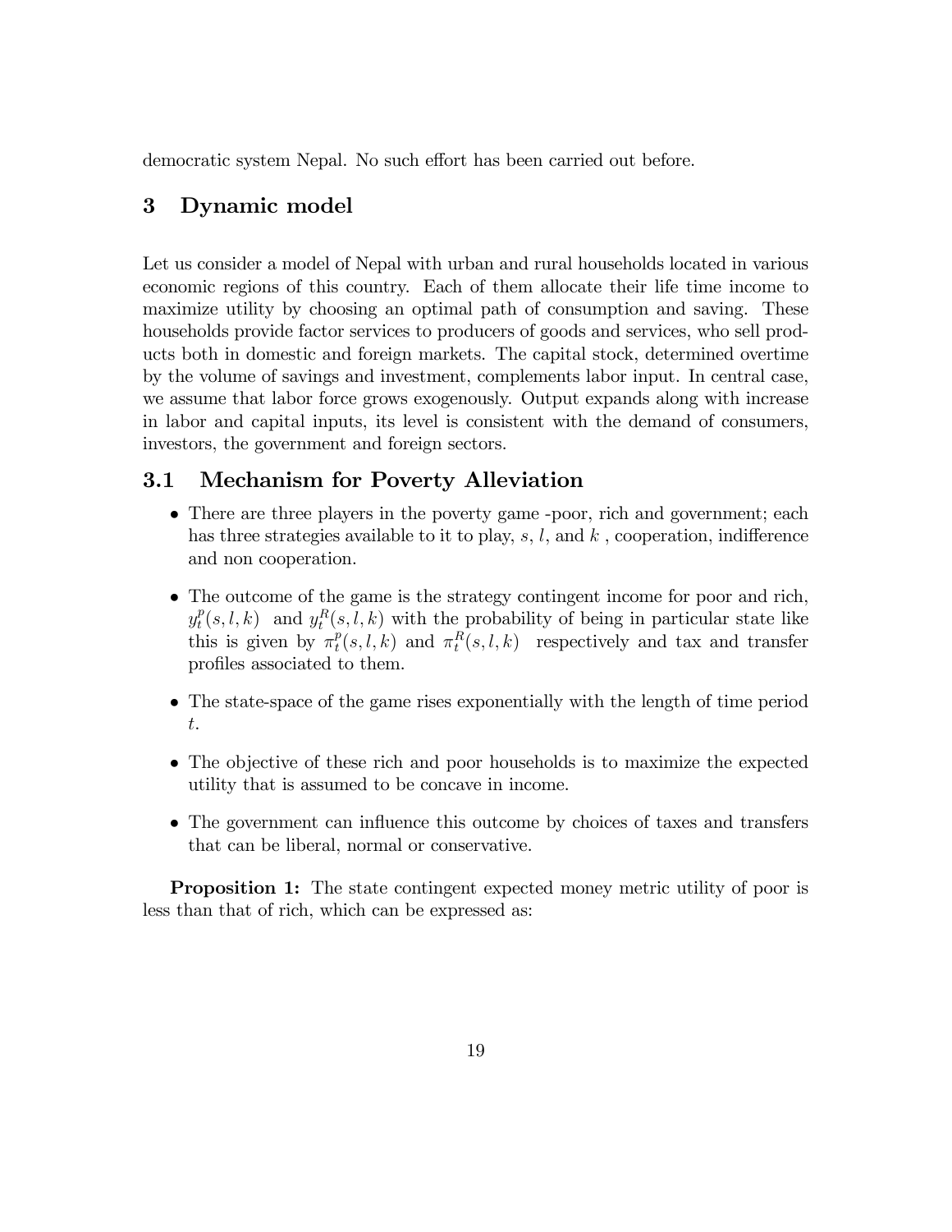democratic system Nepal. No such effort has been carried out before.

## 3 Dynamic model

Let us consider a model of Nepal with urban and rural households located in various economic regions of this country. Each of them allocate their life time income to maximize utility by choosing an optimal path of consumption and saving. These households provide factor services to producers of goods and services, who sell products both in domestic and foreign markets. The capital stock, determined overtime by the volume of savings and investment, complements labor input. In central case, we assume that labor force grows exogenously. Output expands along with increase in labor and capital inputs, its level is consistent with the demand of consumers, investors, the government and foreign sectors.

### 3.1 Mechanism for Poverty Alleviation

- There are three players in the poverty game -poor, rich and government; each has three strategies available to it to play, $s$, $l$, and $k$ , cooperation, indifference and non cooperation.
- The outcome of the game is the strategy contingent income for poor and rich, $y_t^p(s,l,k)$ and $y_t^R(s,l,k)$ with the probability of being in particular state like this is given by $\pi_t^p(s,l,k)$ and $\pi_t^R(s,l,k)$ respectively and tax and transfer profiles associated to them.
- The state-space of the game rises exponentially with the length of time period $t$.
- The objective of these rich and poor households is to maximize the expected utility that is assumed to be concave in income.
- The government can influence this outcome by choices of taxes and transfers that can be liberal, normal or conservative.

**Proposition 1:** The state contingent expected money metric utility of poor is less than that of rich, which can be expressed as: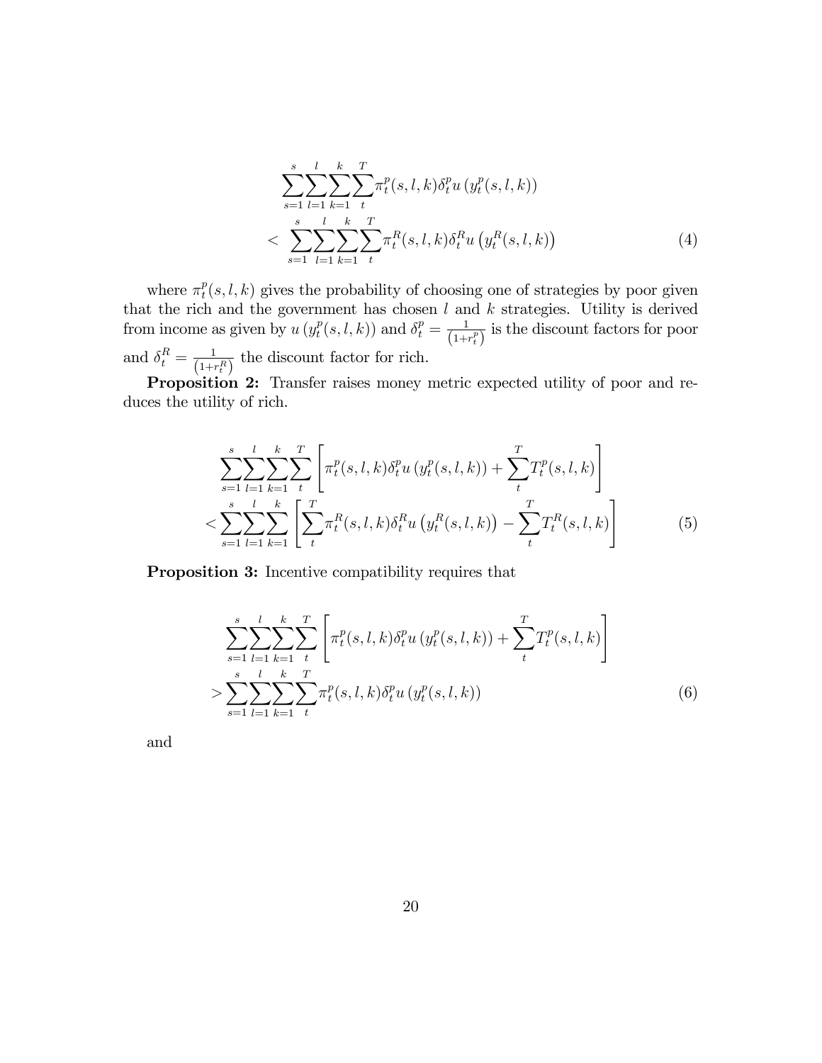$$
\begin{aligned}
&\sum_{s=1}^{s}\sum_{l=1}^{l}\sum_{k=1}^{k}\sum_{t}^{T}\pi_t^p(s,l,k)\delta_t^p u\left(y_t^p(s,l,k)\right) \\
&< \sum_{s=1}^{s}\sum_{l=1}^{l}\sum_{k=1}^{k}\sum_{t}^{T}\pi_t^R(s,l,k)\delta_t^R u\left(y_t^R(s,l,k)\right)
\end{aligned} \tag{4}
$$

where $\pi_t^p(s,l,k)$ gives the probability of choosing one of strategies by poor given that the rich and the government has chosen $l$ and $k$ strategies. Utility is derived from income as given by $u\left(y_t^p(s,l,k)\right)$ and $\delta_t^p = \frac{1}{\left(1+r_t^p\right)}$ is the discount factors for poor and $\delta_t^R = \frac{1}{\left(1+r_t^R\right)}$ the discount factor for rich.

**Proposition 2:** Transfer raises money metric expected utility of poor and reduces the utility of rich.

$$
\begin{aligned}
&\sum_{s=1}^{s}\sum_{l=1}^{l}\sum_{k=1}^{k}\sum_{t}^{T}\left[\pi_t^p(s,l,k)\delta_t^p u\left(y_t^p(s,l,k)\right) + \sum_{t}^{T}T_t^p(s,l,k)\right] \\
&< \sum_{s=1}^{s}\sum_{l=1}^{l}\sum_{k=1}^{k}\left[\sum_{t}^{T}\pi_t^R(s,l,k)\delta_t^R u\left(y_t^R(s,l,k)\right) - \sum_{t}^{T}T_t^R(s,l,k)\right]
\end{aligned} \tag{5}
$$

**Proposition 3:** Incentive compatibility requires that

$$
\begin{aligned}
&\sum_{s=1}^{s}\sum_{l=1}^{l}\sum_{k=1}^{k}\sum_{t}^{T}\left[\pi_t^p(s,l,k)\delta_t^p u\left(y_t^p(s,l,k)\right) + \sum_{t}^{T}T_t^p(s,l,k)\right] \\
&> \sum_{s=1}^{s}\sum_{l=1}^{l}\sum_{k=1}^{k}\sum_{t}^{T}\pi_t^p(s,l,k)\delta_t^p u\left(y_t^p(s,l,k)\right)
\end{aligned} \tag{6}
$$

and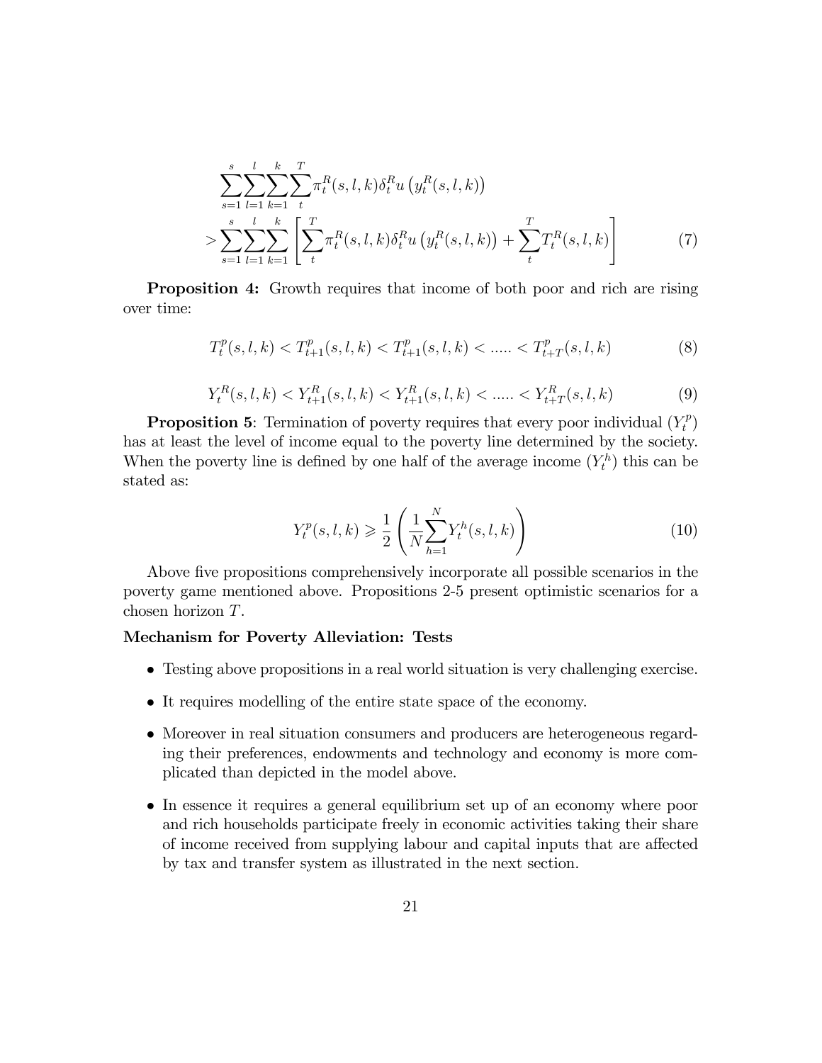$$
\sum_{s=1}^{s}\sum_{l=1}^{l}\sum_{k=1}^{k}\sum_{t}^{T}\pi_t^R(s,l,k)\delta_t^R u\left(y_t^R(s,l,k)\right)
$$

$$
>\sum_{s=1}^{s}\sum_{l=1}^{l}\sum_{k=1}^{k}\left[\sum_{t}^{T}\pi_t^R(s,l,k)\delta_t^R u\left(y_t^R(s,l,k)\right)+\sum_{t}^{T}T_t^R(s,l,k)\right] \tag{7}
$$

**Proposition 4:** Growth requires that income of both poor and rich are rising over time:

$$
T_t^p(s,l,k) < T_{t+1}^p(s,l,k) < T_{t+1}^p(s,l,k) < ..... < T_{t+T}^p(s,l,k) \tag{8}
$$

$$
Y_t^R(s,l,k) < Y_{t+1}^R(s,l,k) < Y_{t+1}^R(s,l,k) < ..... < Y_{t+T}^R(s,l,k) \tag{9}
$$

**Proposition 5**: Termination of poverty requires that every poor individual ($Y_t^p$) has at least the level of income equal to the poverty line determined by the society. When the poverty line is defined by one half of the average income ($Y_t^h$) this can be stated as:

$$
Y_t^p(s,l,k) \geqslant \frac{1}{2}\left(\frac{1}{N}\sum_{h=1}^{N}Y_t^h(s,l,k)\right) \tag{10}
$$

Above five propositions comprehensively incorporate all possible scenarios in the poverty game mentioned above. Propositions 2-5 present optimistic scenarios for a chosen horizon $T$.

**Mechanism for Poverty Alleviation: Tests**

- Testing above propositions in a real world situation is very challenging exercise.
- It requires modelling of the entire state space of the economy.
- Moreover in real situation consumers and producers are heterogeneous regarding their preferences, endowments and technology and economy is more complicated than depicted in the model above.
- In essence it requires a general equilibrium set up of an economy where poor and rich households participate freely in economic activities taking their share of income received from supplying labour and capital inputs that are affected by tax and transfer system as illustrated in the next section.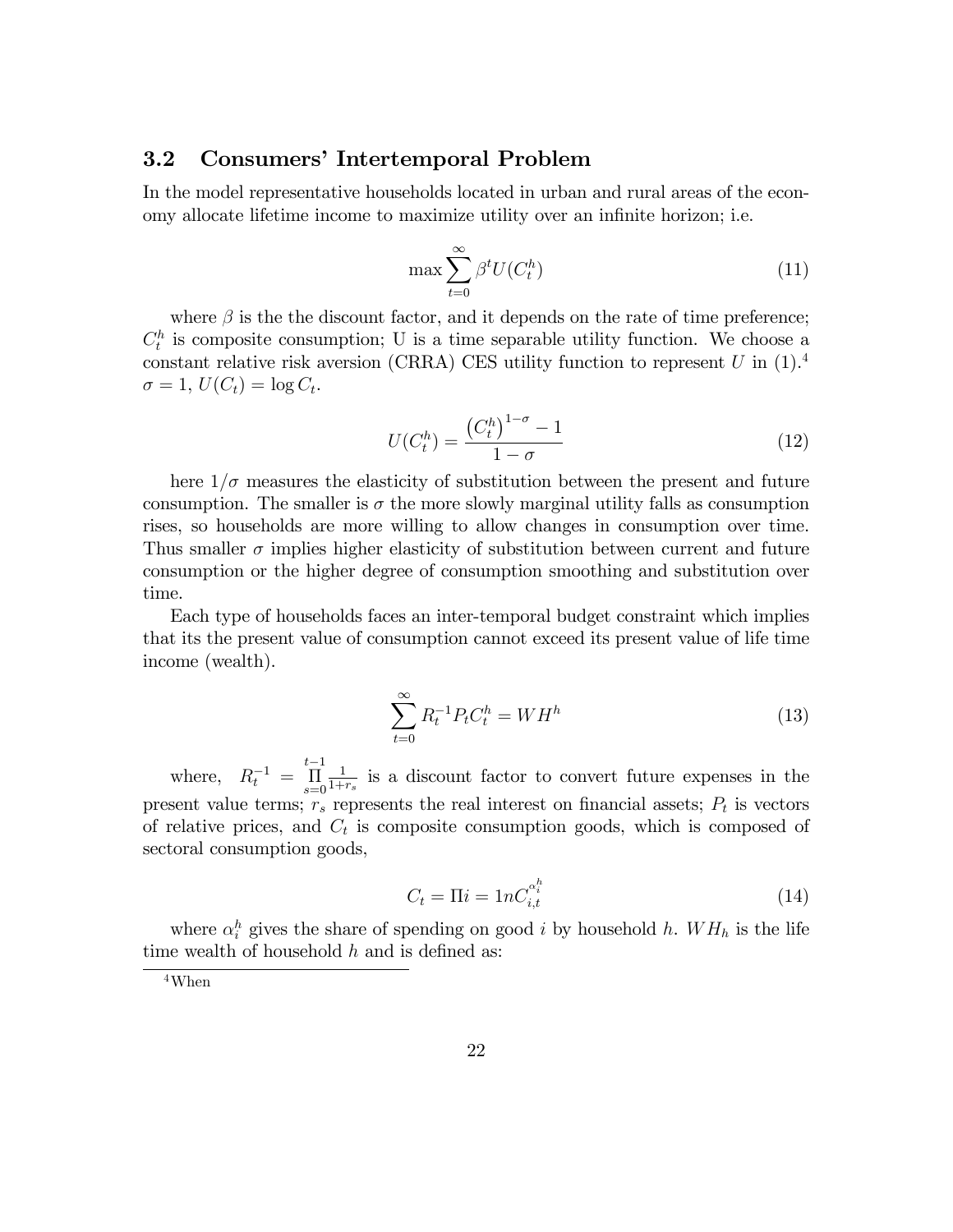## 3.2 Consumers' Intertemporal Problem

In the model representative households located in urban and rural areas of the economy allocate lifetime income to maximize utility over an infinite horizon; i.e.

$$\max \sum_{t=0}^{\infty} \beta^t U(C_t^h) \tag{11}$$

where $\beta$ is the the discount factor, and it depends on the rate of time preference; $C_t^h$ is composite consumption; U is a time separable utility function. We choose a constant relative risk aversion (CRRA) CES utility function to represent $U$ in (1).[4] $\sigma = 1$, $U(C_t) = \log C_t$.

$$U(C_t^h) = \frac{\left(C_t^h\right)^{1-\sigma} - 1}{1-\sigma} \tag{12}$$

here $1/\sigma$ measures the elasticity of substitution between the present and future consumption. The smaller is $\sigma$ the more slowly marginal utility falls as consumption rises, so households are more willing to allow changes in consumption over time. Thus smaller $\sigma$ implies higher elasticity of substitution between current and future consumption or the higher degree of consumption smoothing and substitution over time.

Each type of households faces an inter-temporal budget constraint which implies that its the present value of consumption cannot exceed its present value of life time income (wealth).

$$\sum_{t=0}^{\infty} R_t^{-1} P_t C_t^h = WH^h \tag{13}$$

where, $R_t^{-1} = \prod_{s=0}^{t-1} \frac{1}{1+r_s}$ is a discount factor to convert future expenses in the present value terms; $r_s$ represents the real interest on financial assets; $P_t$ is vectors of relative prices, and $C_t$ is composite consumption goods, which is composed of sectoral consumption goods,

$$C_t = \Pi i = 1nC_{i,t}^{\alpha_i^h} \tag{14}$$

where $\alpha_i^h$ gives the share of spending on good $i$ by household $h$. $WH_h$ is the life time wealth of household $h$ and is defined as:

[4] When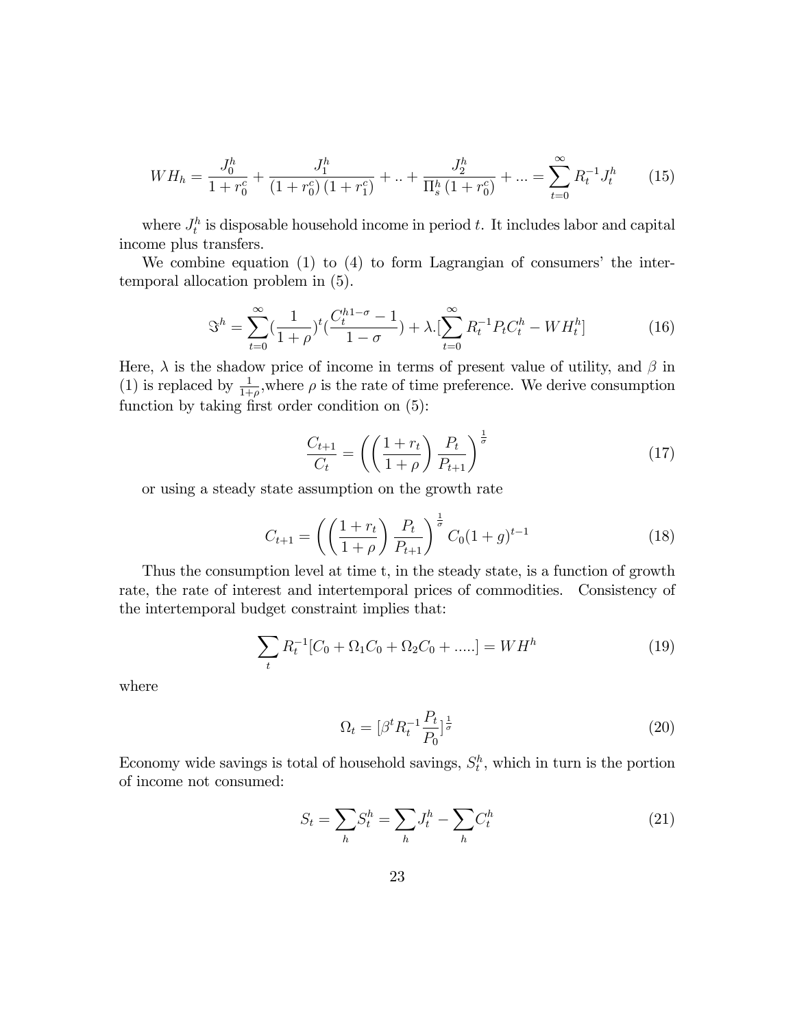$$WH_h = \frac{J_0^h}{1 + r_0^c} + \frac{J_1^h}{(1 + r_0^c)(1 + r_1^c)} + .. + \frac{J_2^h}{\Pi_s^h (1 + r_0^c)} + ... = \sum_{t=0}^{\infty} R_t^{-1} J_t^h \tag{15}$$

where $J_t^h$ is disposable household income in period $t$. It includes labor and capital income plus transfers.

We combine equation (1) to (4) to form Lagrangian of consumers' the intertemporal allocation problem in (5).

$$\Im^h = \sum_{t=0}^{\infty} (\frac{1}{1+\rho})^t (\frac{C_t^{h1-\sigma} - 1}{1-\sigma}) + \lambda.[\sum_{t=0}^{\infty} R_t^{-1} P_t C_t^h - WH_t^h] \tag{16}$$

Here, $\lambda$ is the shadow price of income in terms of present value of utility, and $\beta$ in (1) is replaced by $\frac{1}{1+\rho}$, where $\rho$ is the rate of time preference. We derive consumption function by taking first order condition on (5):

$$\frac{C_{t+1}}{C_t} = \left( \left( \frac{1+r_t}{1+\rho} \right) \frac{P_t}{P_{t+1}} \right)^{\frac{1}{\sigma}} \tag{17}$$

or using a steady state assumption on the growth rate

$$C_{t+1} = \left( \left( \frac{1+r_t}{1+\rho} \right) \frac{P_t}{P_{t+1}} \right)^{\frac{1}{\sigma}} C_0 (1+g)^{t-1} \tag{18}$$

Thus the consumption level at time t, in the steady state, is a function of growth rate, the rate of interest and intertemporal prices of commodities. Consistency of the intertemporal budget constraint implies that:

$$\sum_t R_t^{-1} [C_0 + \Omega_1 C_0 + \Omega_2 C_0 + .....] = WH^h \tag{19}$$

where

$$\Omega_t = [\beta^t R_t^{-1} \frac{P_t}{P_0}]^{\frac{1}{\sigma}} \tag{20}$$

Economy wide savings is total of household savings, $S_t^h$, which in turn is the portion of income not consumed:

$$S_t = \sum_h S_t^h = \sum_h J_t^h - \sum_h C_t^h \tag{21}$$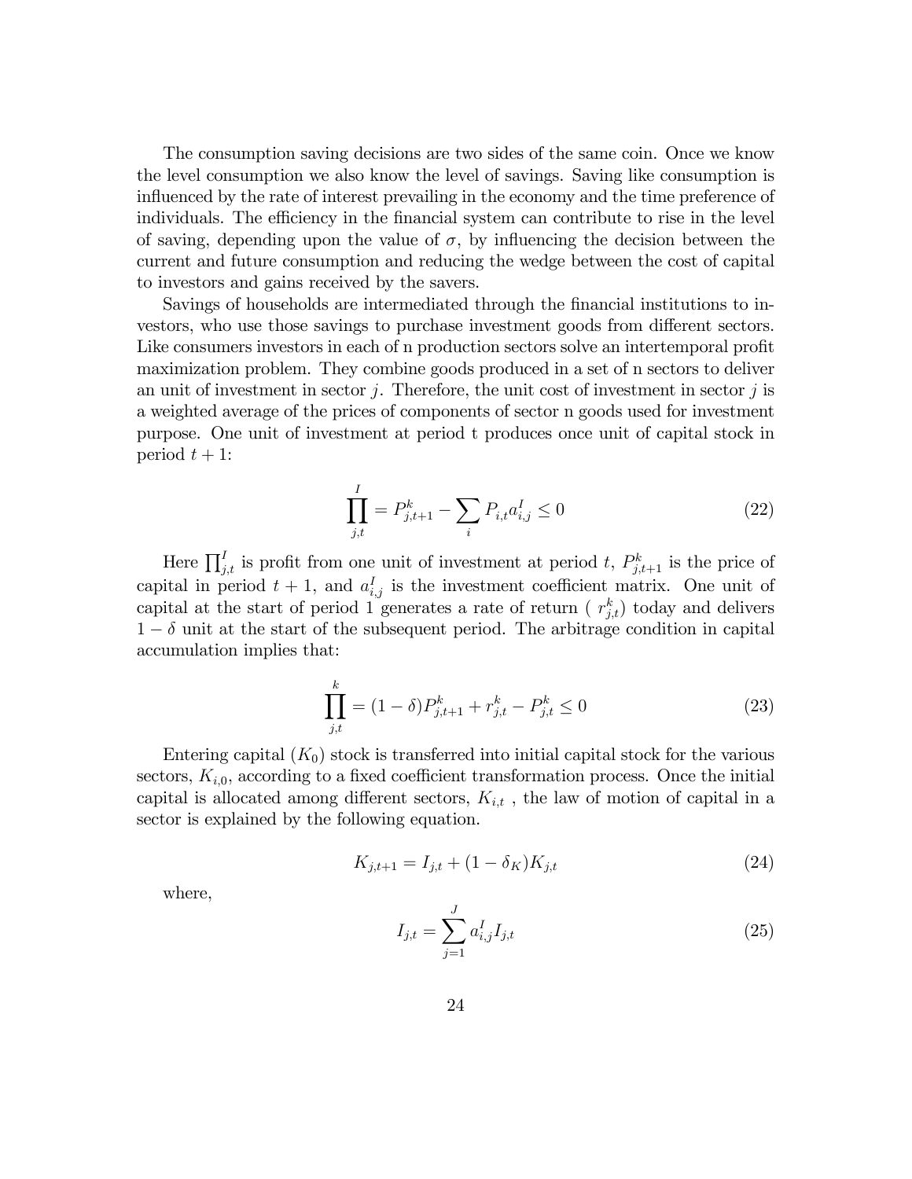The consumption saving decisions are two sides of the same coin. Once we know the level consumption we also know the level of savings. Saving like consumption is influenced by the rate of interest prevailing in the economy and the time preference of individuals. The efficiency in the financial system can contribute to rise in the level of saving, depending upon the value of $\sigma$, by influencing the decision between the current and future consumption and reducing the wedge between the cost of capital to investors and gains received by the savers.

Savings of households are intermediated through the financial institutions to investors, who use those savings to purchase investment goods from different sectors. Like consumers investors in each of n production sectors solve an intertemporal profit maximization problem. They combine goods produced in a set of n sectors to deliver an unit of investment in sector $j$. Therefore, the unit cost of investment in sector $j$ is a weighted average of the prices of components of sector n goods used for investment purpose. One unit of investment at period t produces once unit of capital stock in period $t + 1$:

$$\prod_{j,t}^{I} = P_{j,t+1}^{k} - \sum_{i} P_{i,t} a_{i,j}^{I} \leq 0 \tag{22}$$

Here $\prod_{j,t}^{I}$ is profit from one unit of investment at period $t$, $P_{j,t+1}^{k}$ is the price of capital in period $t + 1$, and $a_{i,j}^{I}$ is the investment coefficient matrix. One unit of capital at the start of period 1 generates a rate of return ( $r_{j,t}^{k}$) today and delivers $1 - \delta$ unit at the start of the subsequent period. The arbitrage condition in capital accumulation implies that:

$$\prod_{j,t}^{k} = (1 - \delta) P_{j,t+1}^{k} + r_{j,t}^{k} - P_{j,t}^{k} \leq 0 \tag{23}$$

Entering capital ($K_0$) stock is transferred into initial capital stock for the various sectors, $K_{i,0}$, according to a fixed coefficient transformation process. Once the initial capital is allocated among different sectors, $K_{i,t}$ , the law of motion of capital in a sector is explained by the following equation.

$$K_{j,t+1} = I_{j,t} + (1 - \delta_K) K_{j,t} \tag{24}$$

where,

$$I_{j,t} = \sum_{j=1}^{J} a_{i,j}^{I} I_{j,t} \tag{25}$$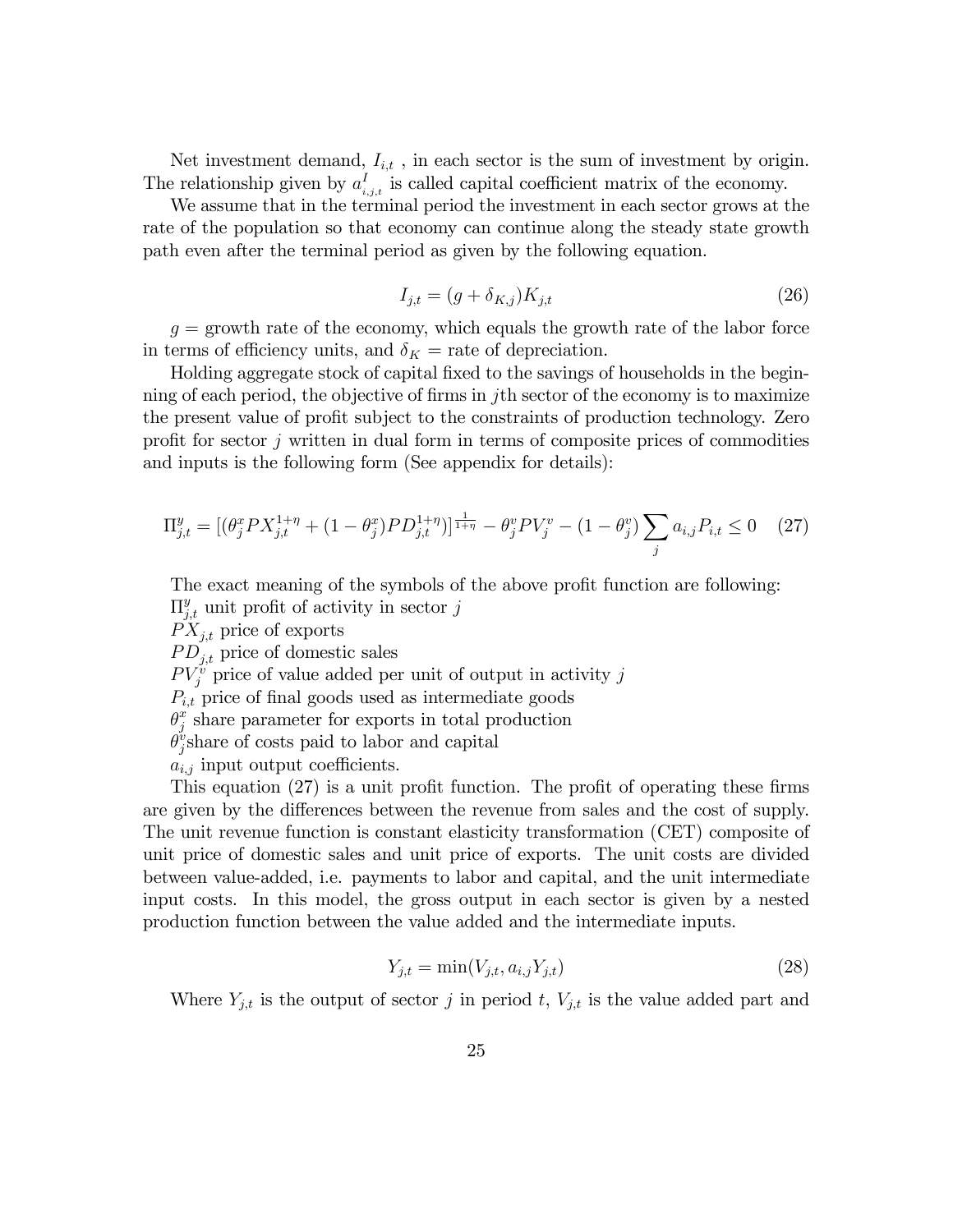Net investment demand, $I_{i,t}$ , in each sector is the sum of investment by origin. The relationship given by $a^I_{i,j,t}$ is called capital coefficient matrix of the economy.

We assume that in the terminal period the investment in each sector grows at the rate of the population so that economy can continue along the steady state growth path even after the terminal period as given by the following equation.

$$I_{j,t} = (g + \delta_{K,j})K_{j,t} \tag{26}$$

$g$ = growth rate of the economy, which equals the growth rate of the labor force in terms of efficiency units, and $\delta_K$ = rate of depreciation.

Holding aggregate stock of capital fixed to the savings of households in the beginning of each period, the objective of firms in $j$th sector of the economy is to maximize the present value of profit subject to the constraints of production technology. Zero profit for sector $j$ written in dual form in terms of composite prices of commodities and inputs is the following form (See appendix for details):

$$\Pi^y_{j,t} = [(\theta^x_j PX^{1+\eta}_{j,t} + (1-\theta^x_j)PD^{1+\eta}_{j,t})]^{\frac{1}{1+\eta}} - \theta^v_j PV^v_j - (1-\theta^v_j)\sum_j a_{i,j}P_{i,t} \leq 0 \tag{27}$$

The exact meaning of the symbols of the above profit function are following:

$\Pi^y_{j,t}$ unit profit of activity in sector $j$

$PX_{j,t}$ price of exports

$PD_{j,t}$ price of domestic sales

$PV^v_j$ price of value added per unit of output in activity $j$

$P_{i,t}$ price of final goods used as intermediate goods

$\theta^x_j$ share parameter for exports in total production

$\theta^v_j$share of costs paid to labor and capital

$a_{i,j}$ input output coefficients.

This equation (27) is a unit profit function. The profit of operating these firms are given by the differences between the revenue from sales and the cost of supply. The unit revenue function is constant elasticity transformation (CET) composite of unit price of domestic sales and unit price of exports. The unit costs are divided between value-added, i.e. payments to labor and capital, and the unit intermediate input costs. In this model, the gross output in each sector is given by a nested production function between the value added and the intermediate inputs.

$$Y_{j,t} = \min(V_{j,t}, a_{i,j}Y_{j,t}) \tag{28}$$

Where $Y_{j,t}$ is the output of sector $j$ in period $t$, $V_{j,t}$ is the value added part and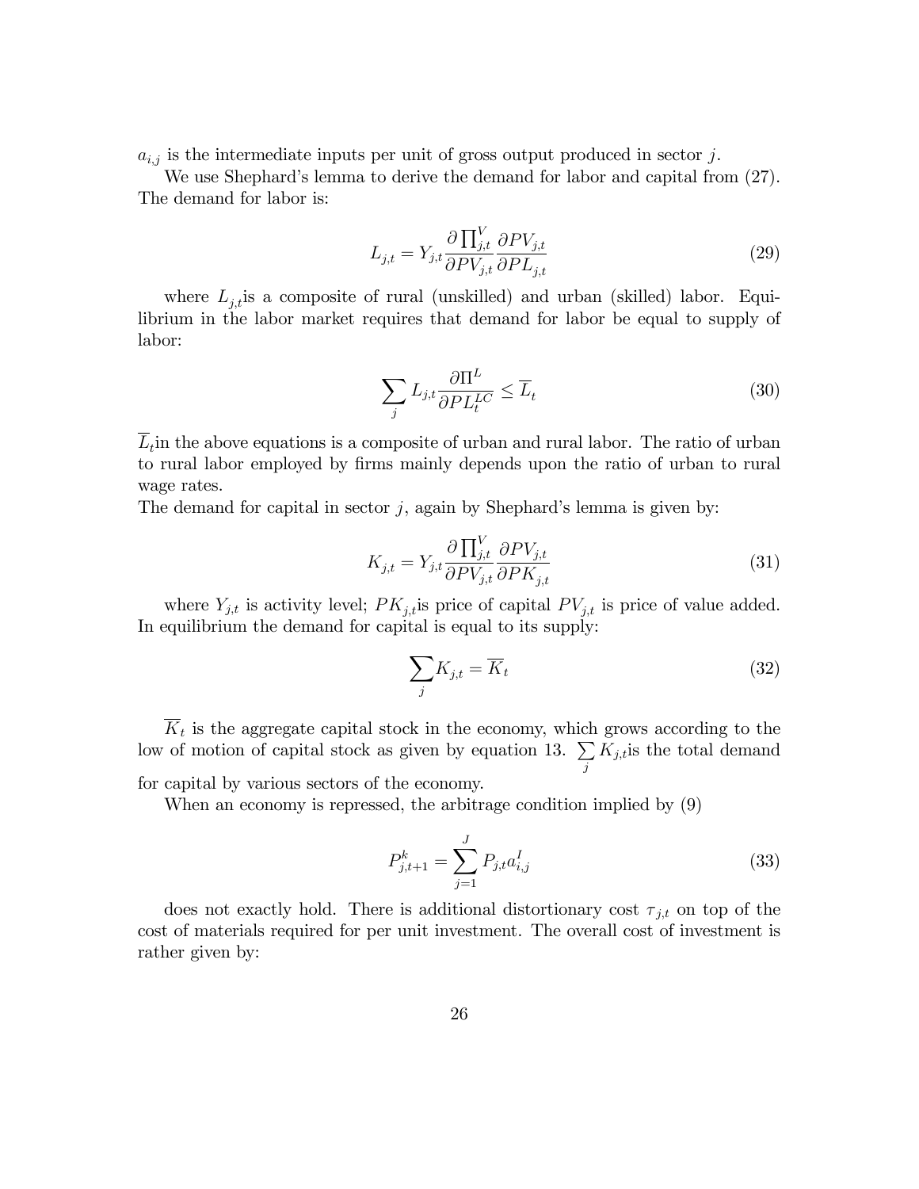$a_{i,j}$ is the intermediate inputs per unit of gross output produced in sector $j$.

We use Shephard's lemma to derive the demand for labor and capital from (27). The demand for labor is:

$$L_{j,t} = Y_{j,t} \frac{\partial \prod_{j,t}^{V}}{\partial PV_{j,t}} \frac{\partial PV_{j,t}}{\partial PL_{j,t}} \tag{29}$$

where $L_{j,t}$is a composite of rural (unskilled) and urban (skilled) labor. Equilibrium in the labor market requires that demand for labor be equal to supply of labor:

$$\sum_{j} L_{j,t} \frac{\partial \Pi^{L}}{\partial PL_{t}^{LC}} \leq \overline{L}_{t} \tag{30}$$

$\overline{L}_t$in the above equations is a composite of urban and rural labor. The ratio of urban to rural labor employed by firms mainly depends upon the ratio of urban to rural wage rates.
The demand for capital in sector $j$, again by Shephard's lemma is given by:

$$K_{j,t} = Y_{j,t} \frac{\partial \prod_{j,t}^{V}}{\partial PV_{j,t}} \frac{\partial PV_{j,t}}{\partial PK_{j,t}} \tag{31}$$

where $Y_{j,t}$ is activity level; $PK_{j,t}$is price of capital $PV_{j,t}$ is price of value added. In equilibrium the demand for capital is equal to its supply:

$$\sum_{j} K_{j,t} = \overline{K}_{t} \tag{32}$$

$\overline{K}_t$ is the aggregate capital stock in the economy, which grows according to the low of motion of capital stock as given by equation 13. $\sum_{j} K_{j,t}$is the total demand for capital by various sectors of the economy.

When an economy is repressed, the arbitrage condition implied by (9)

$$P_{j,t+1}^{k} = \sum_{j=1}^{J} P_{j,t} a_{i,j}^{I} \tag{33}$$

does not exactly hold. There is additional distortionary cost $\tau_{j,t}$ on top of the cost of materials required for per unit investment. The overall cost of investment is rather given by: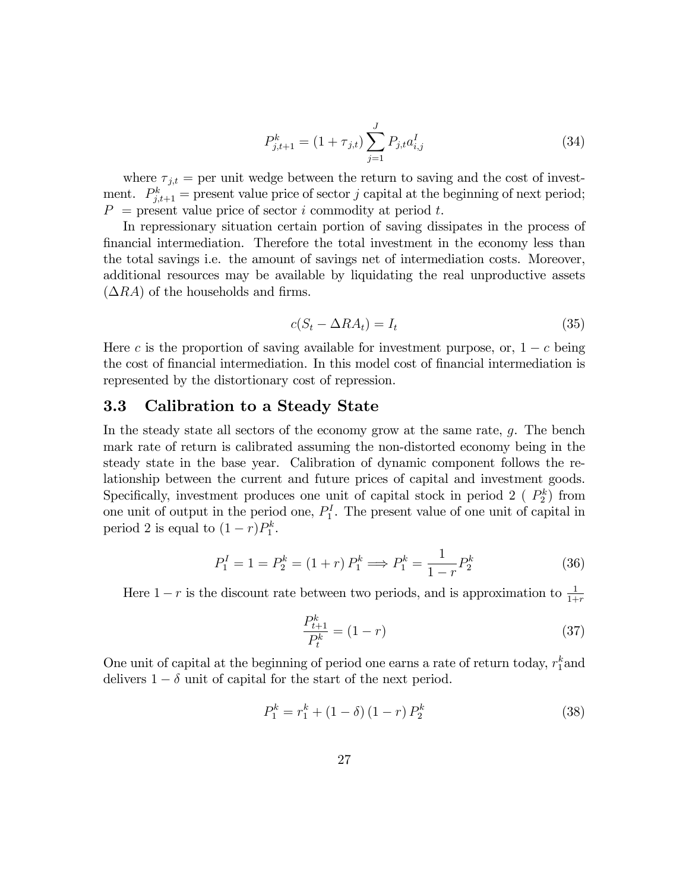$$P_{j,t+1}^{k} = (1 + \tau_{j,t}) \sum_{j=1}^{J} P_{j,t} a_{i,j}^{I} \tag{34}$$

where $\tau_{j,t}$ = per unit wedge between the return to saving and the cost of investment. $P_{j,t+1}^{k}$ = present value price of sector $j$ capital at the beginning of next period; $P$ = present value price of sector $i$ commodity at period $t$.

In repressionary situation certain portion of saving dissipates in the process of financial intermediation. Therefore the total investment in the economy less than the total savings i.e. the amount of savings net of intermediation costs. Moreover, additional resources may be available by liquidating the real unproductive assets ($\Delta RA$) of the households and firms.

$$c(S_t - \Delta RA_t) = I_t \tag{35}$$

Here $c$ is the proportion of saving available for investment purpose, or, $1 - c$ being the cost of financial intermediation. In this model cost of financial intermediation is represented by the distortionary cost of repression.

### 3.3 Calibration to a Steady State

In the steady state all sectors of the economy grow at the same rate, $g$. The bench mark rate of return is calibrated assuming the non-distorted economy being in the steady state in the base year. Calibration of dynamic component follows the relationship between the current and future prices of capital and investment goods. Specifically, investment produces one unit of capital stock in period 2 ( $P_2^k$) from one unit of output in the period one, $P_1^I$. The present value of one unit of capital in period 2 is equal to $(1-r)P_1^k$.

$$P_1^I = 1 = P_2^k = (1+r)\, P_1^k \Longrightarrow P_1^k = \frac{1}{1-r} P_2^k \tag{36}$$

Here $1-r$ is the discount rate between two periods, and is approximation to $\frac{1}{1+r}$

$$\frac{P_{t+1}^k}{P_t^k} = (1-r) \tag{37}$$

One unit of capital at the beginning of period one earns a rate of return today, $r_1^k$and delivers $1-\delta$ unit of capital for the start of the next period.

$$P_1^k = r_1^k + (1-\delta)\,(1-r)\, P_2^k \tag{38}$$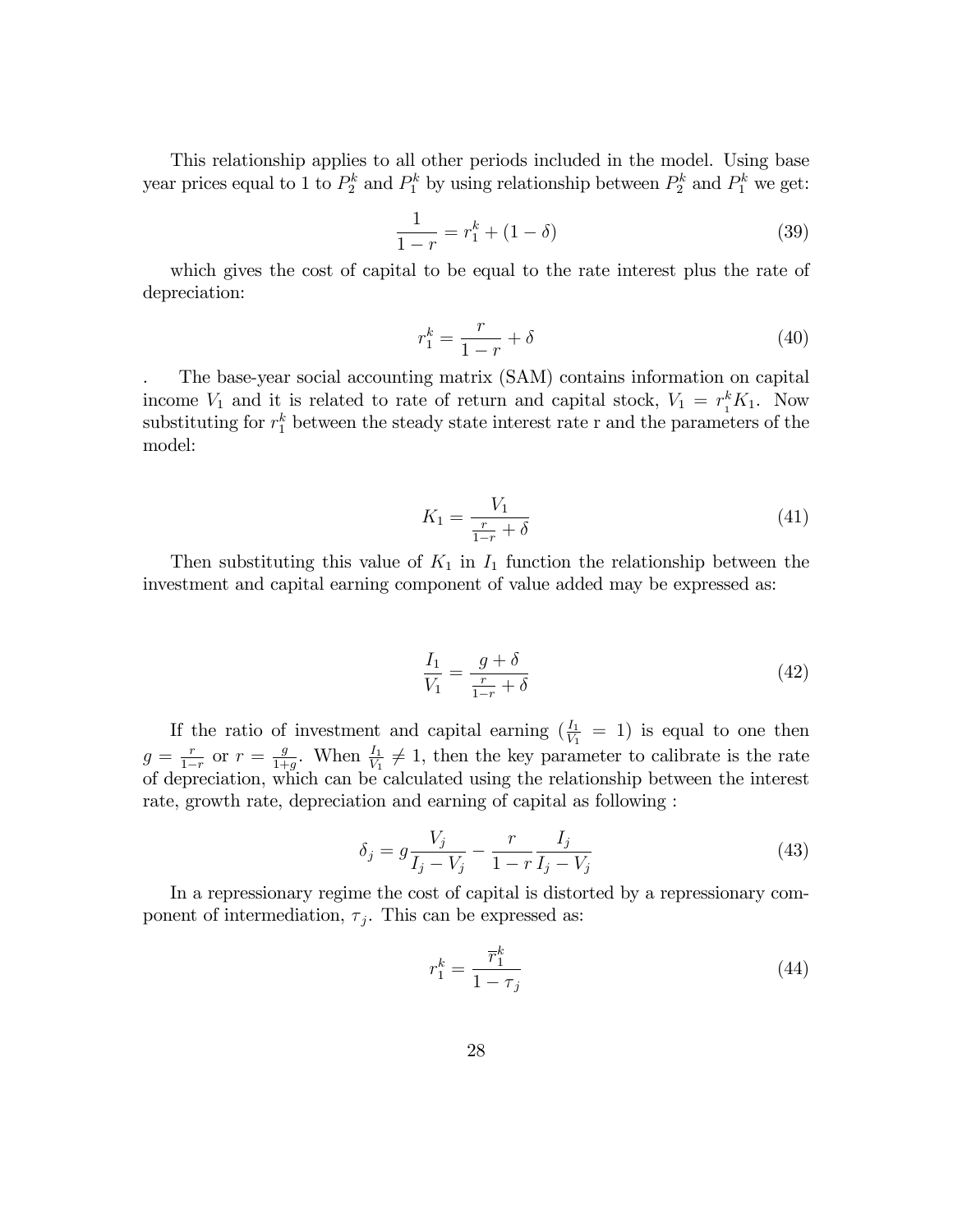This relationship applies to all other periods included in the model. Using base year prices equal to 1 to $P_2^k$ and $P_1^k$ by using relationship between $P_2^k$ and $P_1^k$ we get:

$$\frac{1}{1-r} = r_1^k + (1-\delta) \tag{39}$$

which gives the cost of capital to be equal to the rate interest plus the rate of depreciation:

$$r_1^k = \frac{r}{1-r} + \delta \tag{40}$$

. The base-year social accounting matrix (SAM) contains information on capital income $V_1$ and it is related to rate of return and capital stock, $V_1 = r_1^k K_1$. Now substituting for $r_1^k$ between the steady state interest rate r and the parameters of the model:

$$K_1 = \frac{V_1}{\frac{r}{1-r} + \delta} \tag{41}$$

Then substituting this value of $K_1$ in $I_1$ function the relationship between the investment and capital earning component of value added may be expressed as:

$$\frac{I_1}{V_1} = \frac{g+\delta}{\frac{r}{1-r} + \delta} \tag{42}$$

If the ratio of investment and capital earning ($\frac{I_1}{V_1} = 1$) is equal to one then $g = \frac{r}{1-r}$ or $r = \frac{g}{1+g}$. When $\frac{I_1}{V_1} \neq 1$, then the key parameter to calibrate is the rate of depreciation, which can be calculated using the relationship between the interest rate, growth rate, depreciation and earning of capital as following :

$$\delta_j = g\frac{V_j}{I_j - V_j} - \frac{r}{1-r}\frac{I_j}{I_j - V_j} \tag{43}$$

In a repressionary regime the cost of capital is distorted by a repressionary component of intermediation, $\tau_j$. This can be expressed as:

$$r_1^k = \frac{\overline{r}_1^k}{1-\tau_j} \tag{44}$$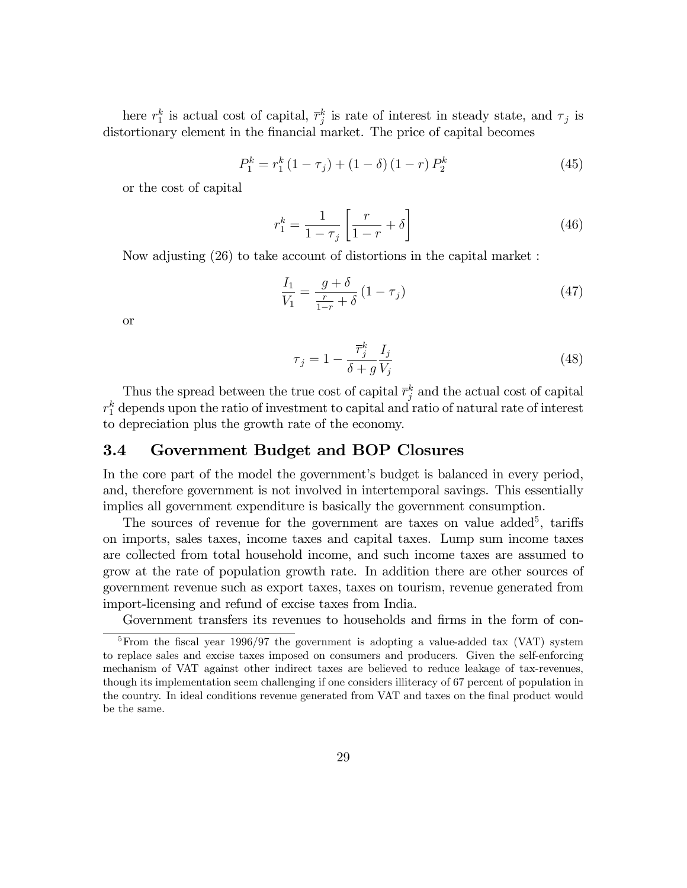here $r_1^k$ is actual cost of capital, $\overline{r}_j^k$ is rate of interest in steady state, and $\tau_j$ is distortionary element in the financial market. The price of capital becomes

$$P_1^k = r_1^k (1 - \tau_j) + (1 - \delta)(1 - r) P_2^k \tag{45}$$

or the cost of capital

$$r_1^k = \frac{1}{1 - \tau_j} \left[ \frac{r}{1 - r} + \delta \right] \tag{46}$$

Now adjusting (26) to take account of distortions in the capital market :

$$\frac{I_1}{V_1} = \frac{g + \delta}{\frac{r}{1-r} + \delta} (1 - \tau_j) \tag{47}$$

or

$$\tau_j = 1 - \frac{\overline{r}_j^k}{\delta + g} \frac{I_j}{V_j} \tag{48}$$

Thus the spread between the true cost of capital $\overline{r}_j^k$ and the actual cost of capital $r_1^k$ depends upon the ratio of investment to capital and ratio of natural rate of interest to depreciation plus the growth rate of the economy.

## 3.4 Government Budget and BOP Closures

In the core part of the model the government's budget is balanced in every period, and, therefore government is not involved in intertemporal savings. This essentially implies all government expenditure is basically the government consumption.

The sources of revenue for the government are taxes on value added[5], tariffs on imports, sales taxes, income taxes and capital taxes. Lump sum income taxes are collected from total household income, and such income taxes are assumed to grow at the rate of population growth rate. In addition there are other sources of government revenue such as export taxes, taxes on tourism, revenue generated from import-licensing and refund of excise taxes from India.

Government transfers its revenues to households and firms in the form of con-

[5] From the fiscal year 1996/97 the government is adopting a value-added tax (VAT) system to replace sales and excise taxes imposed on consumers and producers. Given the self-enforcing mechanism of VAT against other indirect taxes are believed to reduce leakage of tax-revenues, though its implementation seem challenging if one considers illiteracy of 67 percent of population in the country. In ideal conditions revenue generated from VAT and taxes on the final product would be the same.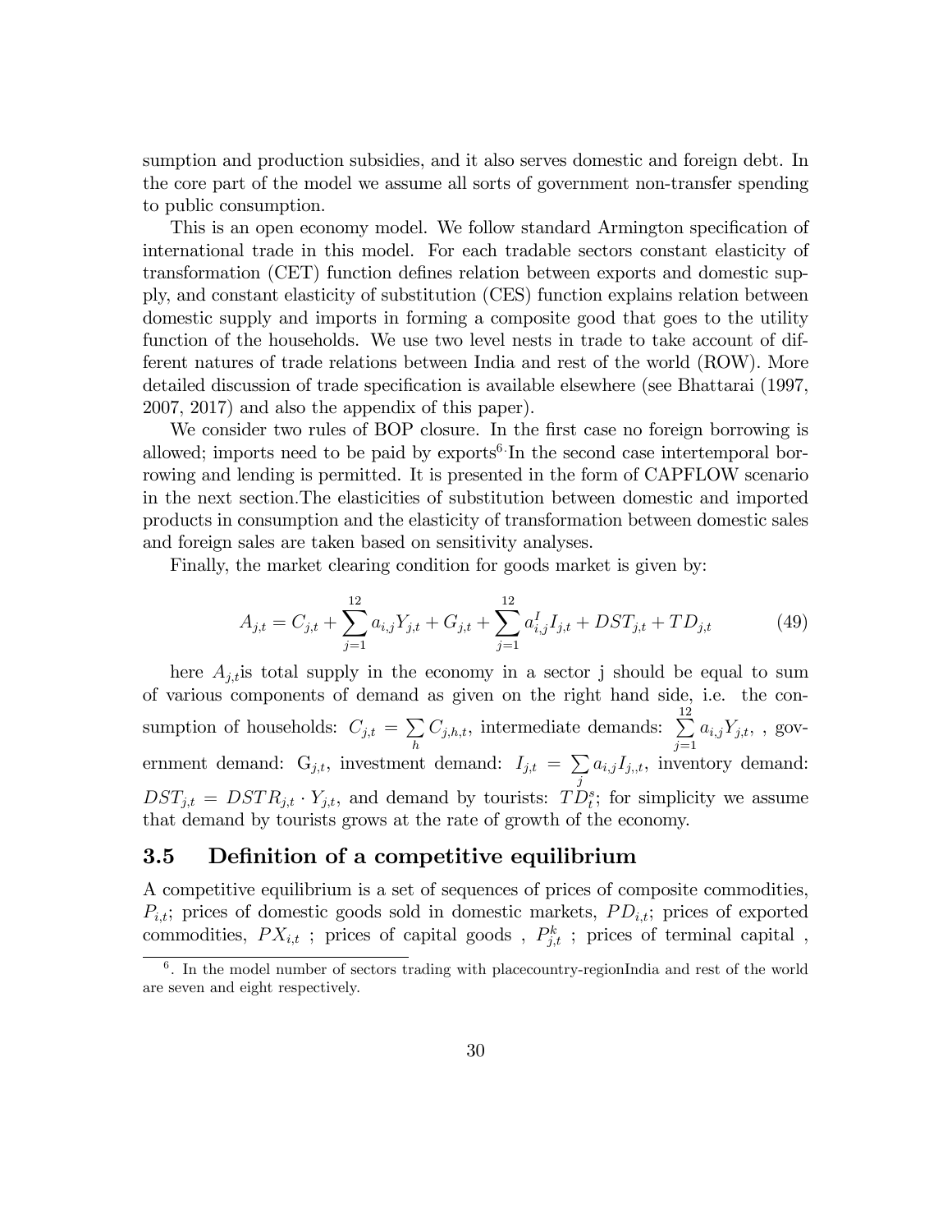sumption and production subsidies, and it also serves domestic and foreign debt. In the core part of the model we assume all sorts of government non-transfer spending to public consumption.

This is an open economy model. We follow standard Armington specification of international trade in this model. For each tradable sectors constant elasticity of transformation (CET) function defines relation between exports and domestic supply, and constant elasticity of substitution (CES) function explains relation between domestic supply and imports in forming a composite good that goes to the utility function of the households. We use two level nests in trade to take account of different natures of trade relations between India and rest of the world (ROW). More detailed discussion of trade specification is available elsewhere (see Bhattarai (1997, 2007, 2017) and also the appendix of this paper).

We consider two rules of BOP closure. In the first case no foreign borrowing is allowed; imports need to be paid by exports[6]. In the second case intertemporal borrowing and lending is permitted. It is presented in the form of CAPFLOW scenario in the next section. The elasticities of substitution between domestic and imported products in consumption and the elasticity of transformation between domestic sales and foreign sales are taken based on sensitivity analyses.

Finally, the market clearing condition for goods market is given by:

$$A_{j,t} = C_{j,t} + \sum_{j=1}^{12} a_{i,j} Y_{j,t} + G_{j,t} + \sum_{j=1}^{12} a_{i,j}^{I} I_{j,t} + DST_{j,t} + TD_{j,t} \tag{49}$$

here $A_{j,t}$ is total supply in the economy in a sector j should be equal to sum of various components of demand as given on the right hand side, i.e. the consumption of households: $C_{j,t} = \sum_{h} C_{j,h,t}$, intermediate demands: $\sum_{j=1}^{12} a_{i,j} Y_{j,t}$, , government demand: $G_{j,t}$, investment demand: $I_{j,t} = \sum_{j} a_{i,j} I_{j,,t}$, inventory demand: $DST_{j,t} = DSTR_{j,t} \cdot Y_{j,t}$, and demand by tourists: $TD_{t}^{s}$; for simplicity we assume that demand by tourists grows at the rate of growth of the economy.

## 3.5 Definition of a competitive equilibrium

A competitive equilibrium is a set of sequences of prices of composite commodities, $P_{i,t}$; prices of domestic goods sold in domestic markets, $PD_{i,t}$; prices of exported commodities, $PX_{i,t}$ ; prices of capital goods , $P_{j,t}^{k}$ ; prices of terminal capital ,

[6]. In the model number of sectors trading with placecountry-regionIndia and rest of the world are seven and eight respectively.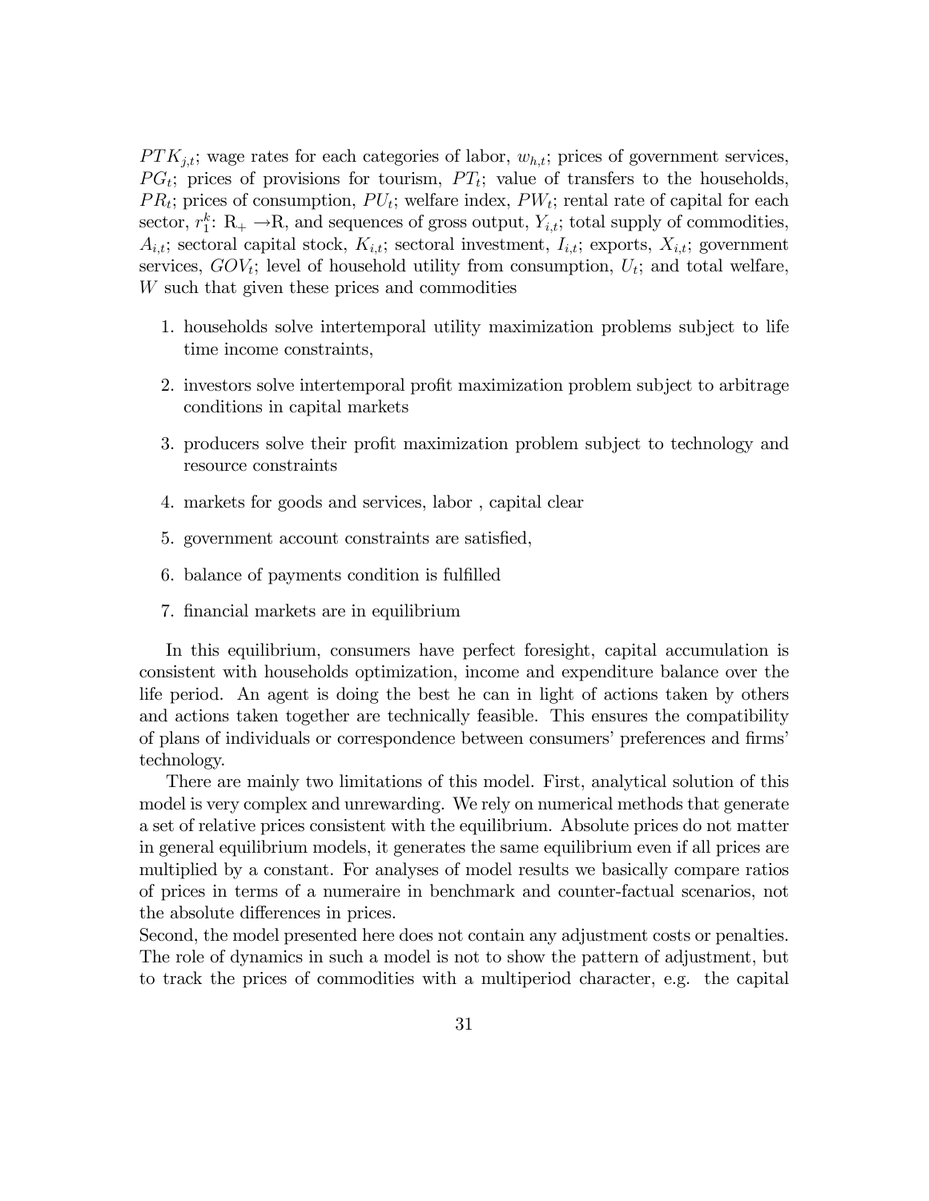$PTK_{j,t}$; wage rates for each categories of labor, $w_{h,t}$; prices of government services, $PG_t$; prices of provisions for tourism, $PT_t$; value of transfers to the households, $PR_t$; prices of consumption, $PU_t$; welfare index, $PW_t$; rental rate of capital for each sector, $r_1^k$: $\mathrm{R}_+ \rightarrow \mathrm{R}$, and sequences of gross output, $Y_{i,t}$; total supply of commodities, $A_{i,t}$; sectoral capital stock, $K_{i,t}$; sectoral investment, $I_{i,t}$; exports, $X_{i,t}$; government services, $GOV_t$; level of household utility from consumption, $U_t$; and total welfare, $W$ such that given these prices and commodities

1. households solve intertemporal utility maximization problems subject to life time income constraints,
2. investors solve intertemporal profit maximization problem subject to arbitrage conditions in capital markets
3. producers solve their profit maximization problem subject to technology and resource constraints
4. markets for goods and services, labor , capital clear
5. government account constraints are satisfied,
6. balance of payments condition is fulfilled
7. financial markets are in equilibrium

In this equilibrium, consumers have perfect foresight, capital accumulation is consistent with households optimization, income and expenditure balance over the life period. An agent is doing the best he can in light of actions taken by others and actions taken together are technically feasible. This ensures the compatibility of plans of individuals or correspondence between consumers' preferences and firms' technology.

There are mainly two limitations of this model. First, analytical solution of this model is very complex and unrewarding. We rely on numerical methods that generate a set of relative prices consistent with the equilibrium. Absolute prices do not matter in general equilibrium models, it generates the same equilibrium even if all prices are multiplied by a constant. For analyses of model results we basically compare ratios of prices in terms of a numeraire in benchmark and counter-factual scenarios, not the absolute differences in prices.
Second, the model presented here does not contain any adjustment costs or penalties. The role of dynamics in such a model is not to show the pattern of adjustment, but to track the prices of commodities with a multiperiod character, e.g. the capital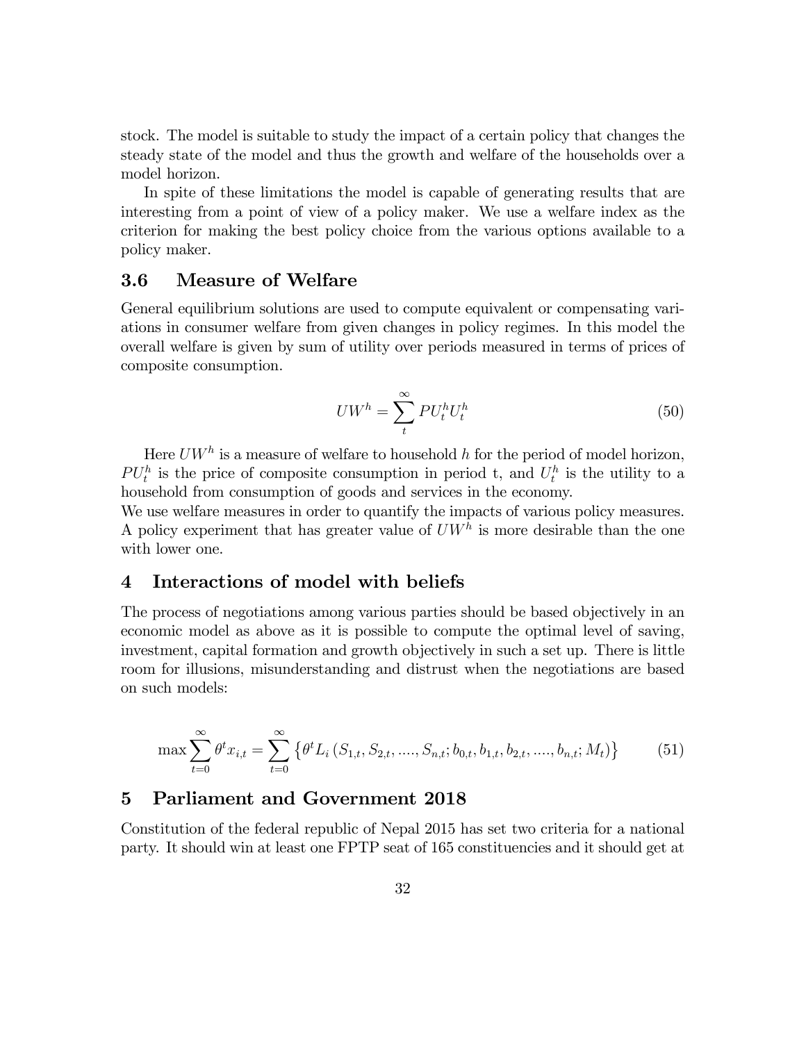stock. The model is suitable to study the impact of a certain policy that changes the steady state of the model and thus the growth and welfare of the households over a model horizon.

In spite of these limitations the model is capable of generating results that are interesting from a point of view of a policy maker. We use a welfare index as the criterion for making the best policy choice from the various options available to a policy maker.

### 3.6 Measure of Welfare

General equilibrium solutions are used to compute equivalent or compensating variations in consumer welfare from given changes in policy regimes. In this model the overall welfare is given by sum of utility over periods measured in terms of prices of composite consumption.

$$UW^h = \sum_{t}^{\infty} PU_t^h U_t^h \tag{50}$$

Here $UW^h$ is a measure of welfare to household $h$ for the period of model horizon, $PU_t^h$ is the price of composite consumption in period t, and $U_t^h$ is the utility to a household from consumption of goods and services in the economy.
We use welfare measures in order to quantify the impacts of various policy measures. A policy experiment that has greater value of $UW^h$ is more desirable than the one with lower one.

## 4 Interactions of model with beliefs

The process of negotiations among various parties should be based objectively in an economic model as above as it is possible to compute the optimal level of saving, investment, capital formation and growth objectively in such a set up. There is little room for illusions, misunderstanding and distrust when the negotiations are based on such models:

$$\max \sum_{t=0}^{\infty} \theta^t x_{i,t} = \sum_{t=0}^{\infty} \left\{ \theta^t L_i \left( S_{1,t}, S_{2,t}, ...., S_{n,t}; b_{0,t}, b_{1,t}, b_{2,t}, ...., b_{n,t}; M_t \right) \right\} \tag{51}$$

## 5 Parliament and Government 2018

Constitution of the federal republic of Nepal 2015 has set two criteria for a national party. It should win at least one FPTP seat of 165 constituencies and it should get at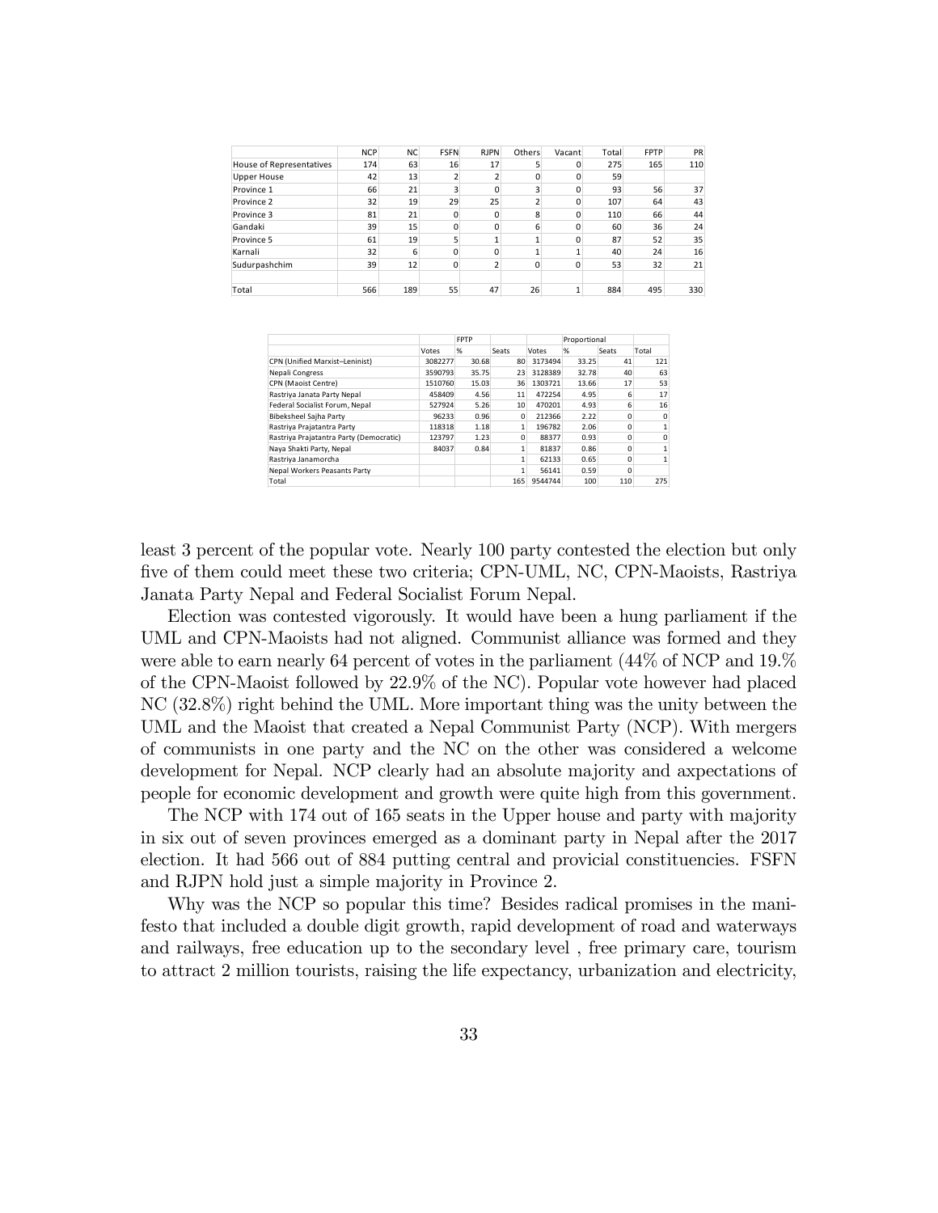|  | NCP | NC | FSFN | RJPN | Others | Vacant | Total | FPTP | PR |
|---|---|---|---|---|---|---|---|---|---|
| House of Representatives | 174 | 63 | 16 | 17 | 5 | 0 | 275 | 165 | 110 |
| Upper House | 42 | 13 | 2 | 2 | 0 | 0 | 59 |  |  |
| Province 1 | 66 | 21 | 3 | 0 | 3 | 0 | 93 | 56 | 37 |
| Province 2 | 32 | 19 | 29 | 25 | 2 | 0 | 107 | 64 | 43 |
| Province 3 | 81 | 21 | 0 | 0 | 8 | 0 | 110 | 66 | 44 |
| Gandaki | 39 | 15 | 0 | 0 | 6 | 0 | 60 | 36 | 24 |
| Province 5 | 61 | 19 | 5 | 1 | 1 | 0 | 87 | 52 | 35 |
| Karnali | 32 | 6 | 0 | 0 | 1 | 1 | 40 | 24 | 16 |
| Sudurpashchim | 39 | 12 | 0 | 2 | 0 | 0 | 53 | 32 | 21 |
|  |  |  |  |  |  |  |  |  |  |
| Total | 566 | 189 | 55 | 47 | 26 | 1 | 884 | 495 | 330 |

|  | FPTP |  |  | Proportional |  |  |  |
|---|---|---|---|---|---|---|---|
|  | Votes | % | Seats | Votes | % | Seats | Total |
| CPN (Unified Marxist–Leninist) | 3082277 | 30.68 | 80 | 3173494 | 33.25 | 41 | 121 |
| Nepali Congress | 3590793 | 35.75 | 23 | 3128389 | 32.78 | 40 | 63 |
| CPN (Maoist Centre) | 1510760 | 15.03 | 36 | 1303721 | 13.66 | 17 | 53 |
| Rastriya Janata Party Nepal | 458409 | 4.56 | 11 | 472254 | 4.95 | 6 | 17 |
| Federal Socialist Forum, Nepal | 527924 | 5.26 | 10 | 470201 | 4.93 | 6 | 16 |
| Bibeksheel Sajha Party | 96233 | 0.96 | 0 | 212366 | 2.22 | 0 | 0 |
| Rastriya Prajatantra Party | 118318 | 1.18 | 1 | 196782 | 2.06 | 0 | 1 |
| Rastriya Prajatantra Party (Democratic) | 123797 | 1.23 | 0 | 88377 | 0.93 | 0 | 0 |
| Naya Shakti Party, Nepal | 84037 | 0.84 | 1 | 81837 | 0.86 | 0 | 1 |
| Rastriya Janamorcha |  |  | 1 | 62133 | 0.65 | 0 | 1 |
| Nepal Workers Peasants Party |  |  | 1 | 56141 | 0.59 | 0 |  |
| Total |  |  | 165 | 9544744 | 100 | 110 | 275 |

least 3 percent of the popular vote. Nearly 100 party contested the election but only five of them could meet these two criteria; CPN-UML, NC, CPN-Maoists, Rastriya Janata Party Nepal and Federal Socialist Forum Nepal.

Election was contested vigorously. It would have been a hung parliament if the UML and CPN-Maoists had not aligned. Communist alliance was formed and they were able to earn nearly 64 percent of votes in the parliament (44% of NCP and 19.% of the CPN-Maoist followed by 22.9% of the NC). Popular vote however had placed NC (32.8%) right behind the UML. More important thing was the unity between the UML and the Maoist that created a Nepal Communist Party (NCP). With mergers of communists in one party and the NC on the other was considered a welcome development for Nepal. NCP clearly had an absolute majority and axpectations of people for economic development and growth were quite high from this government.

The NCP with 174 out of 165 seats in the Upper house and party with majority in six out of seven provinces emerged as a dominant party in Nepal after the 2017 election. It had 566 out of 884 putting central and provicial constituencies. FSFN and RJPN hold just a simple majority in Province 2.

Why was the NCP so popular this time? Besides radical promises in the manifesto that included a double digit growth, rapid development of road and waterways and railways, free education up to the secondary level , free primary care, tourism to attract 2 million tourists, raising the life expectancy, urbanization and electricity,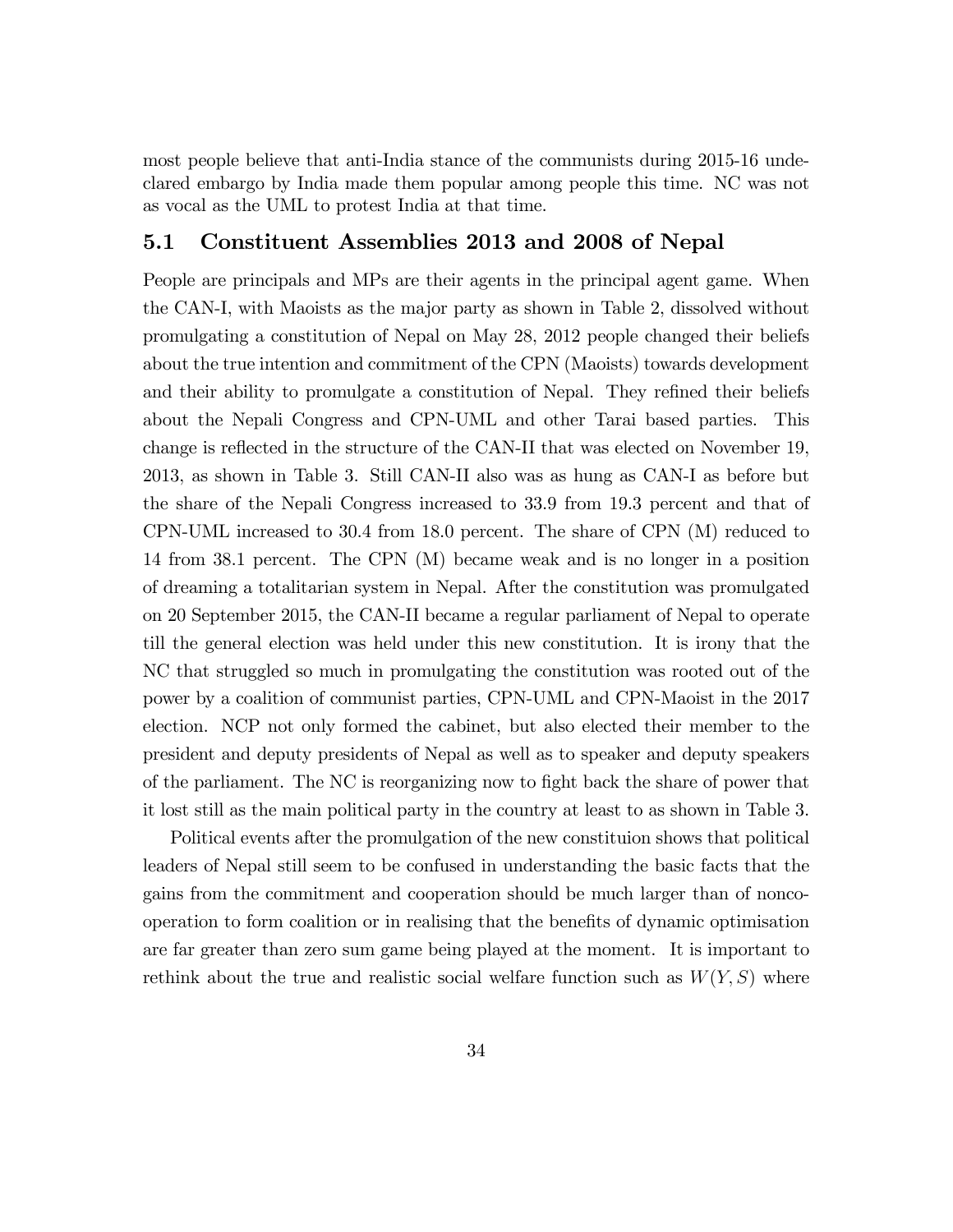most people believe that anti-India stance of the communists during 2015-16 undeclared embargo by India made them popular among people this time. NC was not as vocal as the UML to protest India at that time.

## 5.1 Constituent Assemblies 2013 and 2008 of Nepal

People are principals and MPs are their agents in the principal agent game. When the CAN-I, with Maoists as the major party as shown in Table 2, dissolved without promulgating a constitution of Nepal on May 28, 2012 people changed their beliefs about the true intention and commitment of the CPN (Maoists) towards development and their ability to promulgate a constitution of Nepal. They refined their beliefs about the Nepali Congress and CPN-UML and other Tarai based parties. This change is reflected in the structure of the CAN-II that was elected on November 19, 2013, as shown in Table 3. Still CAN-II also was as hung as CAN-I as before but the share of the Nepali Congress increased to 33.9 from 19.3 percent and that of CPN-UML increased to 30.4 from 18.0 percent. The share of CPN (M) reduced to 14 from 38.1 percent. The CPN (M) became weak and is no longer in a position of dreaming a totalitarian system in Nepal. After the constitution was promulgated on 20 September 2015, the CAN-II became a regular parliament of Nepal to operate till the general election was held under this new constitution. It is irony that the NC that struggled so much in promulgating the constitution was rooted out of the power by a coalition of communist parties, CPN-UML and CPN-Maoist in the 2017 election. NCP not only formed the cabinet, but also elected their member to the president and deputy presidents of Nepal as well as to speaker and deputy speakers of the parliament. The NC is reorganizing now to fight back the share of power that it lost still as the main political party in the country at least to as shown in Table 3.

Political events after the promulgation of the new constituion shows that political leaders of Nepal still seem to be confused in understanding the basic facts that the gains from the commitment and cooperation should be much larger than of noncooperation to form coalition or in realising that the benefits of dynamic optimisation are far greater than zero sum game being played at the moment. It is important to rethink about the true and realistic social welfare function such as $W(Y, S)$ where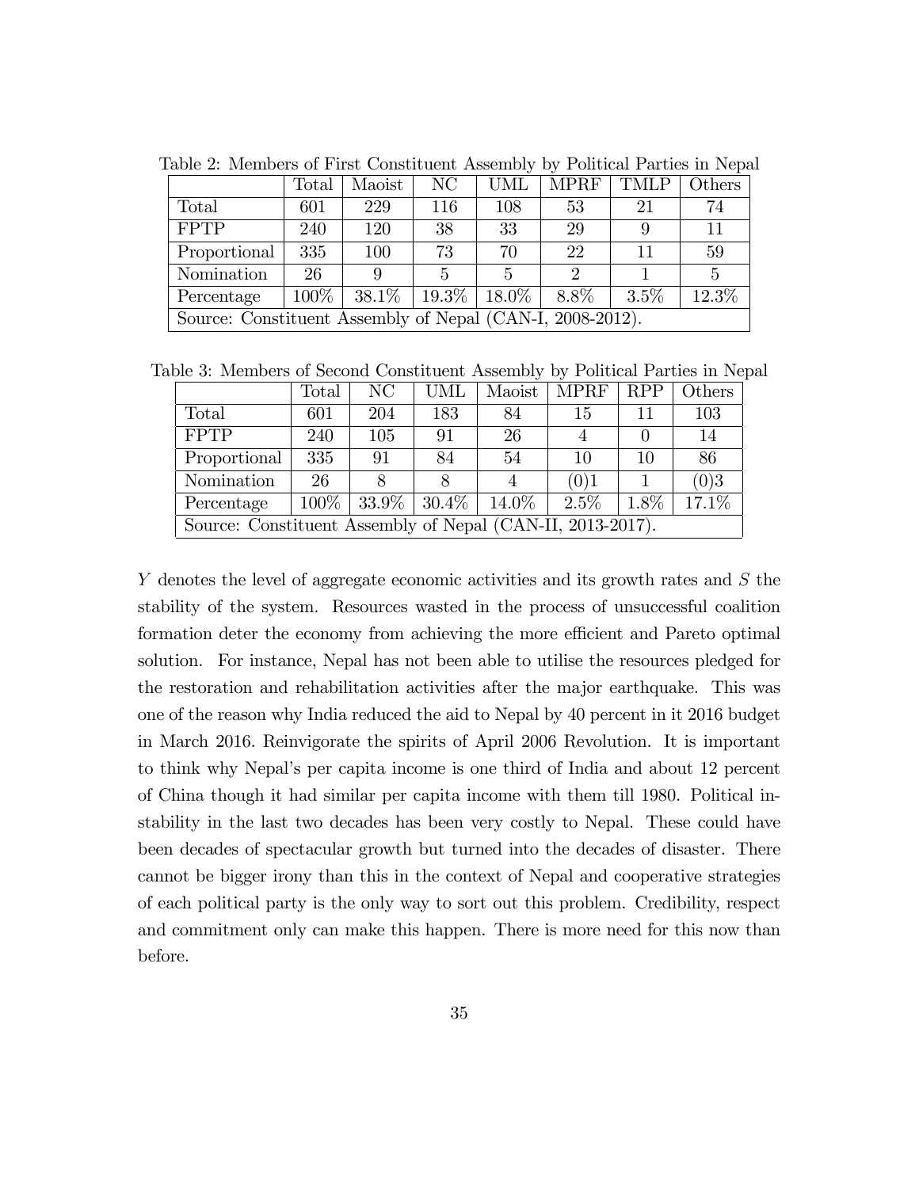Table 2: Members of First Constituent Assembly by Political Parties in Nepal

| | Total | Maoist | NC | UML | MPRF | TMLP | Others |
|---|---|---|---|---|---|---|---|
| Total | 601 | 229 | 116 | 108 | 53 | 21 | 74 |
| FPTP | 240 | 120 | 38 | 33 | 29 | 9 | 11 |
| Proportional | 335 | 100 | 73 | 70 | 22 | 11 | 59 |
| Nomination | 26 | 9 | 5 | 5 | 2 | 1 | 5 |
| Percentage | 100% | 38.1% | 19.3% | 18.0% | 8.8% | 3.5% | 12.3% |
| Source: Constituent Assembly of Nepal (CAN-I, 2008-2012). | | | | | | | |

Table 3: Members of Second Constituent Assembly by Political Parties in Nepal

| | Total | NC | UML | Maoist | MPRF | RPP | Others |
|---|---|---|---|---|---|---|---|
| Total | 601 | 204 | 183 | 84 | 15 | 11 | 103 |
| FPTP | 240 | 105 | 91 | 26 | 4 | 0 | 14 |
| Proportional | 335 | 91 | 84 | 54 | 10 | 10 | 86 |
| Nomination | 26 | 8 | 8 | 4 | (0)1 | 1 | (0)3 |
| Percentage | 100% | 33.9% | 30.4% | 14.0% | 2.5% | 1.8% | 17.1% |
| Source: Constituent Assembly of Nepal (CAN-II, 2013-2017). | | | | | | | |

$Y$ denotes the level of aggregate economic activities and its growth rates and $S$ the stability of the system. Resources wasted in the process of unsuccessful coalition formation deter the economy from achieving the more efficient and Pareto optimal solution. For instance, Nepal has not been able to utilise the resources pledged for the restoration and rehabilitation activities after the major earthquake. This was one of the reason why India reduced the aid to Nepal by 40 percent in it 2016 budget in March 2016. Reinvigorate the spirits of April 2006 Revolution. It is important to think why Nepal's per capita income is one third of India and about 12 percent of China though it had similar per capita income with them till 1980. Political instability in the last two decades has been very costly to Nepal. These could have been decades of spectacular growth but turned into the decades of disaster. There cannot be bigger irony than this in the context of Nepal and cooperative strategies of each political party is the only way to sort out this problem. Credibility, respect and commitment only can make this happen. There is more need for this now than before.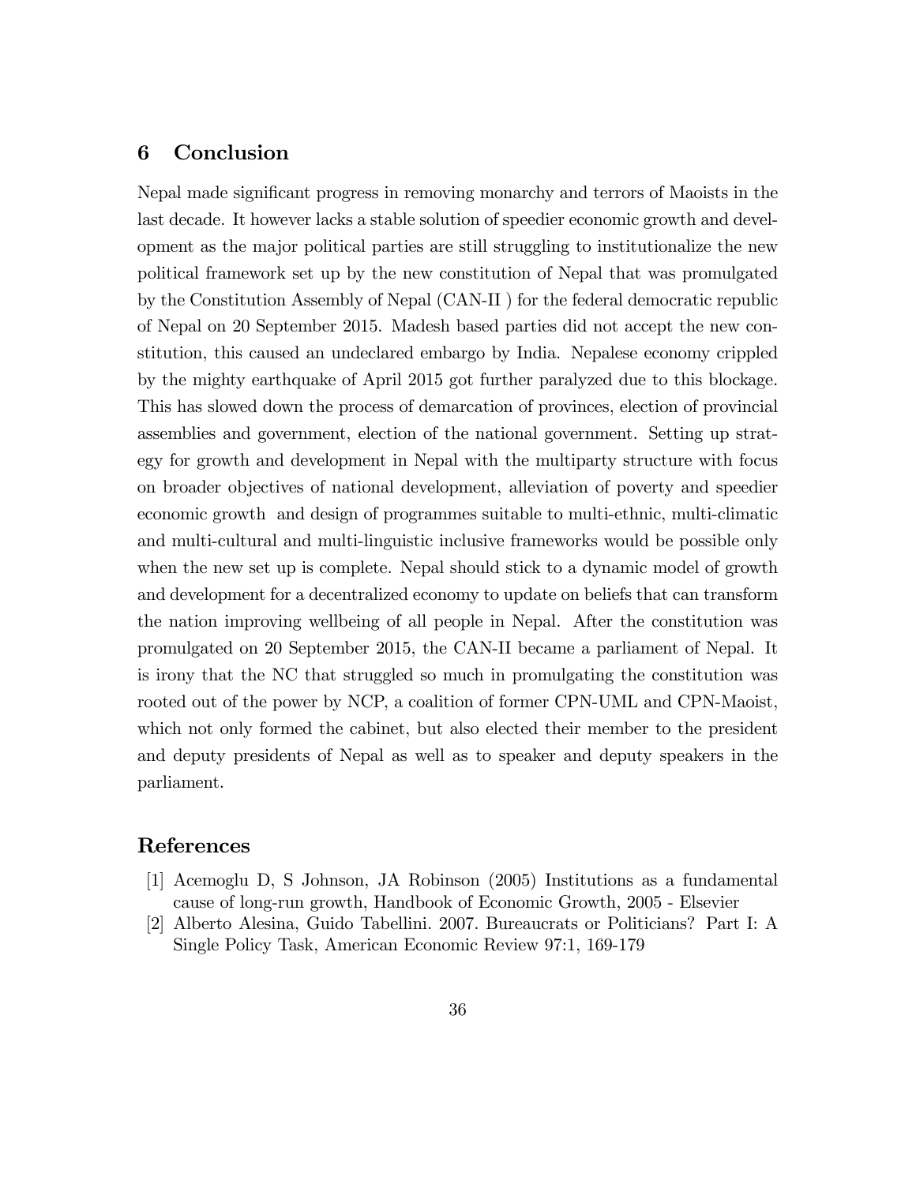## 6 Conclusion

Nepal made significant progress in removing monarchy and terrors of Maoists in the last decade. It however lacks a stable solution of speedier economic growth and development as the major political parties are still struggling to institutionalize the new political framework set up by the new constitution of Nepal that was promulgated by the Constitution Assembly of Nepal (CAN-II ) for the federal democratic republic of Nepal on 20 September 2015. Madesh based parties did not accept the new constitution, this caused an undeclared embargo by India. Nepalese economy crippled by the mighty earthquake of April 2015 got further paralyzed due to this blockage. This has slowed down the process of demarcation of provinces, election of provincial assemblies and government, election of the national government. Setting up strategy for growth and development in Nepal with the multiparty structure with focus on broader objectives of national development, alleviation of poverty and speedier economic growth and design of programmes suitable to multi-ethnic, multi-climatic and multi-cultural and multi-linguistic inclusive frameworks would be possible only when the new set up is complete. Nepal should stick to a dynamic model of growth and development for a decentralized economy to update on beliefs that can transform the nation improving wellbeing of all people in Nepal. After the constitution was promulgated on 20 September 2015, the CAN-II became a parliament of Nepal. It is irony that the NC that struggled so much in promulgating the constitution was rooted out of the power by NCP, a coalition of former CPN-UML and CPN-Maoist, which not only formed the cabinet, but also elected their member to the president and deputy presidents of Nepal as well as to speaker and deputy speakers in the parliament.

## References

[1] Acemoglu D, S Johnson, JA Robinson (2005) Institutions as a fundamental cause of long-run growth, Handbook of Economic Growth, 2005 - Elsevier

[2] Alberto Alesina, Guido Tabellini. 2007. Bureaucrats or Politicians? Part I: A Single Policy Task, American Economic Review 97:1, 169-179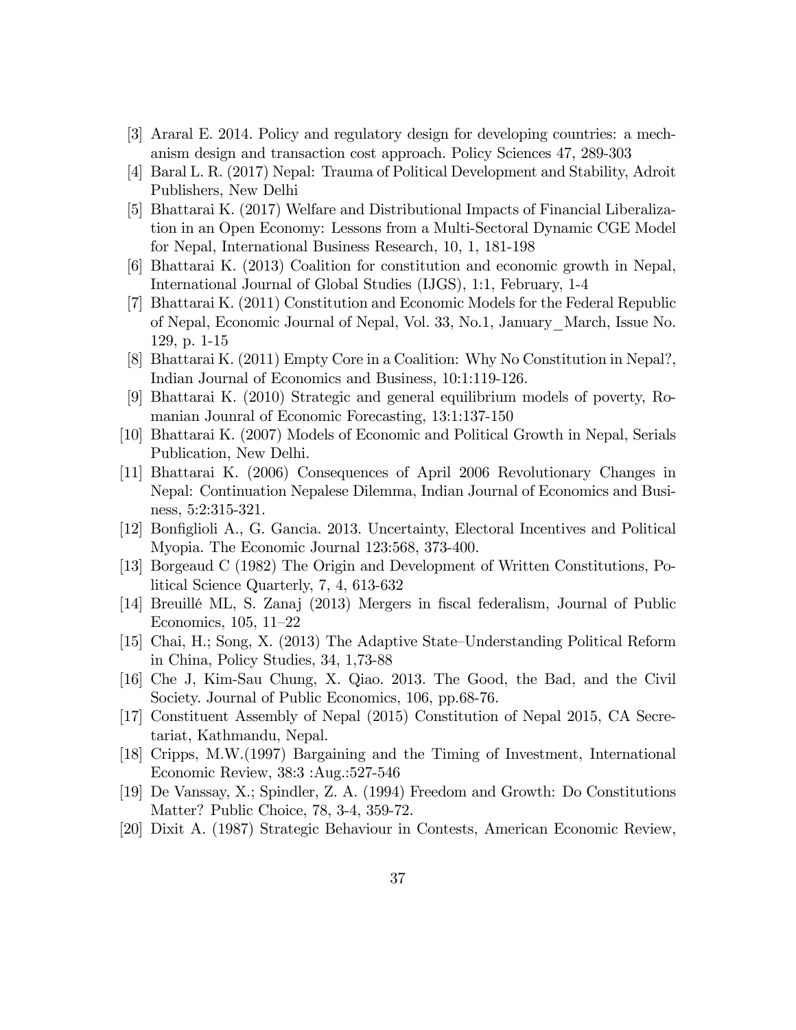[3] Araral E. 2014. Policy and regulatory design for developing countries: a mechanism design and transaction cost approach. Policy Sciences 47, 289-303

[4] Baral L. R. (2017) Nepal: Trauma of Political Development and Stability, Adroit Publishers, New Delhi

[5] Bhattarai K. (2017) Welfare and Distributional Impacts of Financial Liberalization in an Open Economy: Lessons from a Multi-Sectoral Dynamic CGE Model for Nepal, International Business Research, 10, 1, 181-198

[6] Bhattarai K. (2013) Coalition for constitution and economic growth in Nepal, International Journal of Global Studies (IJGS), 1:1, February, 1-4

[7] Bhattarai K. (2011) Constitution and Economic Models for the Federal Republic of Nepal, Economic Journal of Nepal, Vol. 33, No.1, January_March, Issue No. 129, p. 1-15

[8] Bhattarai K. (2011) Empty Core in a Coalition: Why No Constitution in Nepal?, Indian Journal of Economics and Business, 10:1:119-126.

[9] Bhattarai K. (2010) Strategic and general equilibrium models of poverty, Romanian Jounral of Economic Forecasting, 13:1:137-150

[10] Bhattarai K. (2007) Models of Economic and Political Growth in Nepal, Serials Publication, New Delhi.

[11] Bhattarai K. (2006) Consequences of April 2006 Revolutionary Changes in Nepal: Continuation Nepalese Dilemma, Indian Journal of Economics and Business, 5:2:315-321.

[12] Bonfiglioli A., G. Gancia. 2013. Uncertainty, Electoral Incentives and Political Myopia. The Economic Journal 123:568, 373-400.

[13] Borgeaud C (1982) The Origin and Development of Written Constitutions, Political Science Quarterly, 7, 4, 613-632

[14] Breuillé ML, S. Zanaj (2013) Mergers in fiscal federalism, Journal of Public Economics, 105, 11–22

[15] Chai, H.; Song, X. (2013) The Adaptive State–Understanding Political Reform in China, Policy Studies, 34, 1,73-88

[16] Che J, Kim-Sau Chung, X. Qiao. 2013. The Good, the Bad, and the Civil Society. Journal of Public Economics, 106, pp.68-76.

[17] Constituent Assembly of Nepal (2015) Constitution of Nepal 2015, CA Secretariat, Kathmandu, Nepal.

[18] Cripps, M.W.(1997) Bargaining and the Timing of Investment, International Economic Review, 38:3 :Aug.:527-546

[19] De Vanssay, X.; Spindler, Z. A. (1994) Freedom and Growth: Do Constitutions Matter? Public Choice, 78, 3-4, 359-72.

[20] Dixit A. (1987) Strategic Behaviour in Contests, American Economic Review,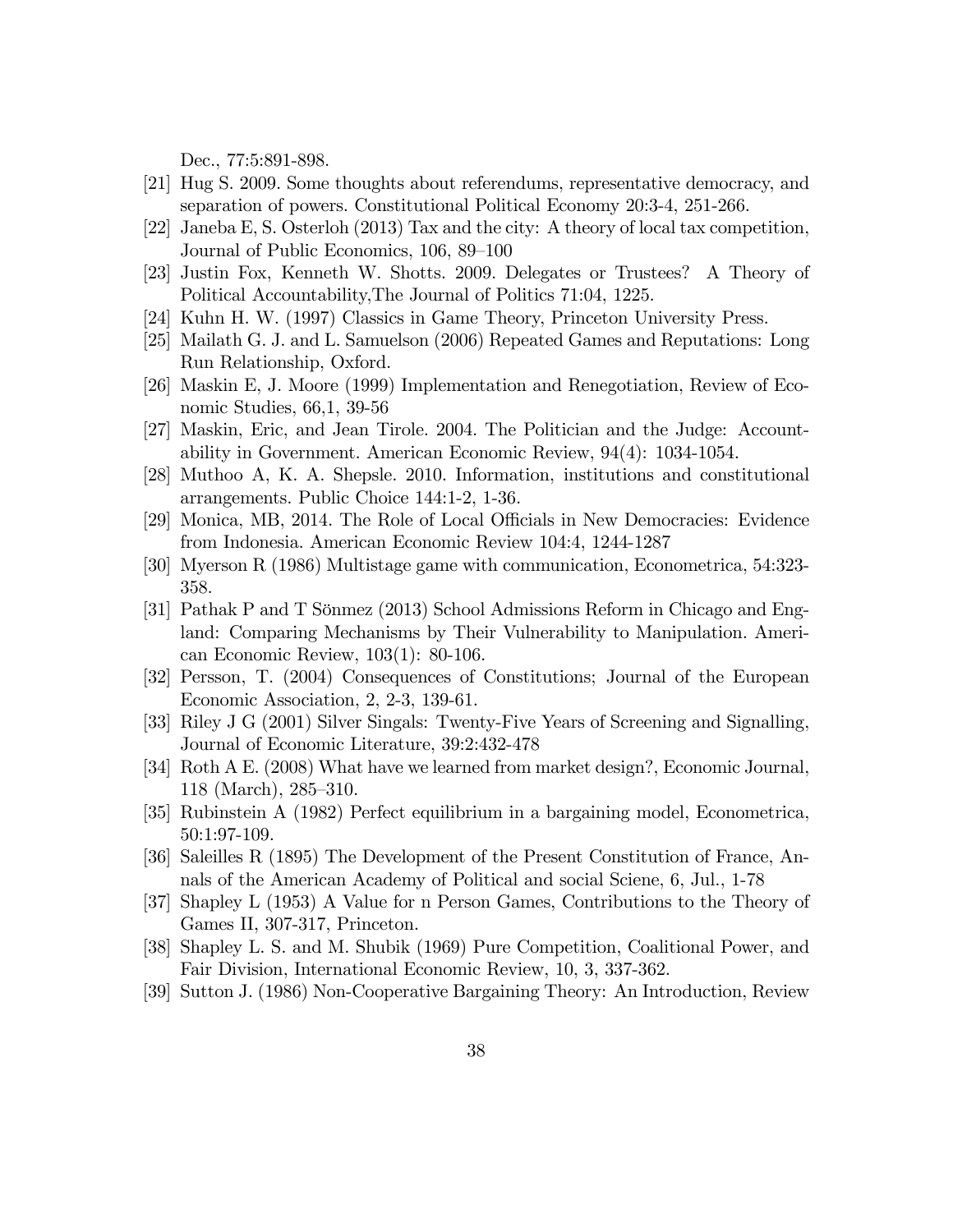Dec., 77:5:891-898.

[21] Hug S. 2009. Some thoughts about referendums, representative democracy, and separation of powers. Constitutional Political Economy 20:3-4, 251-266.

[22] Janeba E, S. Osterloh (2013) Tax and the city: A theory of local tax competition, Journal of Public Economics, 106, 89–100

[23] Justin Fox, Kenneth W. Shotts. 2009. Delegates or Trustees? A Theory of Political Accountability,The Journal of Politics 71:04, 1225.

[24] Kuhn H. W. (1997) Classics in Game Theory, Princeton University Press.

[25] Mailath G. J. and L. Samuelson (2006) Repeated Games and Reputations: Long Run Relationship, Oxford.

[26] Maskin E, J. Moore (1999) Implementation and Renegotiation, Review of Economic Studies, 66,1, 39-56

[27] Maskin, Eric, and Jean Tirole. 2004. The Politician and the Judge: Accountability in Government. American Economic Review, 94(4): 1034-1054.

[28] Muthoo A, K. A. Shepsle. 2010. Information, institutions and constitutional arrangements. Public Choice 144:1-2, 1-36.

[29] Monica, MB, 2014. The Role of Local Officials in New Democracies: Evidence from Indonesia. American Economic Review 104:4, 1244-1287

[30] Myerson R (1986) Multistage game with communication, Econometrica, 54:323-358.

[31] Pathak P and T Sönmez (2013) School Admissions Reform in Chicago and England: Comparing Mechanisms by Their Vulnerability to Manipulation. American Economic Review, 103(1): 80-106.

[32] Persson, T. (2004) Consequences of Constitutions; Journal of the European Economic Association, 2, 2-3, 139-61.

[33] Riley J G (2001) Silver Singals: Twenty-Five Years of Screening and Signalling, Journal of Economic Literature, 39:2:432-478

[34] Roth A E. (2008) What have we learned from market design?, Economic Journal, 118 (March), 285–310.

[35] Rubinstein A (1982) Perfect equilibrium in a bargaining model, Econometrica, 50:1:97-109.

[36] Saleilles R (1895) The Development of the Present Constitution of France, Annals of the American Academy of Political and social Sciene, 6, Jul., 1-78

[37] Shapley L (1953) A Value for n Person Games, Contributions to the Theory of Games II, 307-317, Princeton.

[38] Shapley L. S. and M. Shubik (1969) Pure Competition, Coalitional Power, and Fair Division, International Economic Review, 10, 3, 337-362.

[39] Sutton J. (1986) Non-Cooperative Bargaining Theory: An Introduction, Review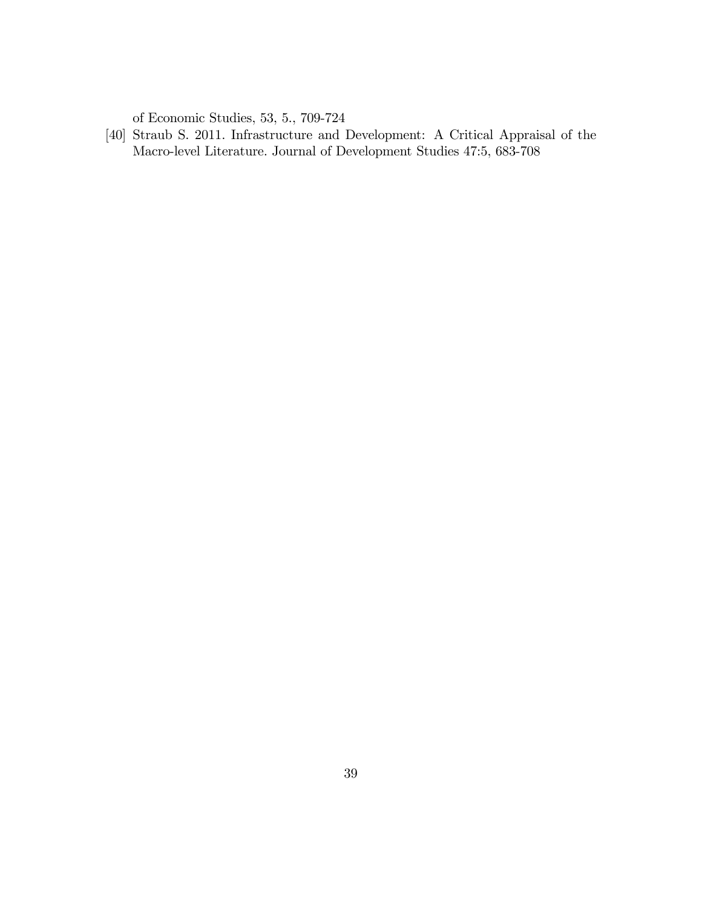of Economic Studies, 53, 5., 709-724

[40] Straub S. 2011. Infrastructure and Development: A Critical Appraisal of the Macro-level Literature. Journal of Development Studies 47:5, 683-708